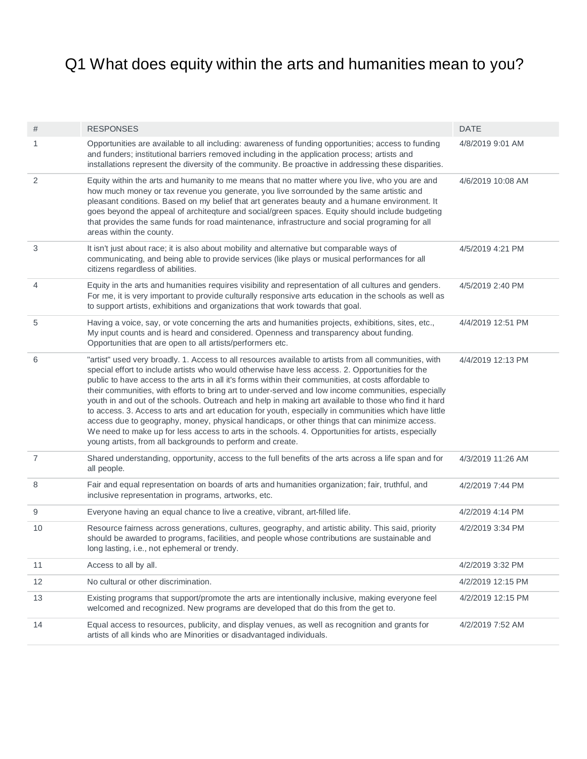# Q1 What does equity within the arts and humanities mean to you?

| # | RESPONSES | DATE |
|---|---|---|
| 1 | Opportunities are available to all including: awareness of funding opportunities; access to funding and funders; institutional barriers removed including in the application process; artists and installations represent the diversity of the community. Be proactive in addressing these disparities. | 4/8/2019 9:01 AM |
| 2 | Equity within the arts and humanity to me means that no matter where you live, who you are and how much money or tax revenue you generate, you live sorrounded by the same artistic and pleasant conditions. Based on my belief that art generates beauty and a humane environment. It goes beyond the appeal of architeqture and social/green spaces. Equity should include budgeting that provides the same funds for road maintenance, infrastructure and social programing for all areas within the county. | 4/6/2019 10:08 AM |
| 3 | It isn't just about race; it is also about mobility and alternative but comparable ways of communicating, and being able to provide services (like plays or musical performances for all citizens regardless of abilities. | 4/5/2019 4:21 PM |
| 4 | Equity in the arts and humanities requires visibility and representation of all cultures and genders. For me, it is very important to provide culturally responsive arts education in the schools as well as to support artists, exhibitions and organizations that work towards that goal. | 4/5/2019 2:40 PM |
| 5 | Having a voice, say, or vote concerning the arts and humanities projects, exhibitions, sites, etc., My input counts and is heard and considered. Openness and transparency about funding. Opportunities that are open to all artists/performers etc. | 4/4/2019 12:51 PM |
| 6 | "artist" used very broadly. 1. Access to all resources available to artists from all communities, with special effort to include artists who would otherwise have less access. 2. Opportunities for the public to have access to the arts in all it's forms within their communities, at costs affordable to their communities, with efforts to bring art to under-served and low income communities, especially youth in and out of the schools. Outreach and help in making art available to those who find it hard to access. 3. Access to arts and art education for youth, especially in communities which have little access due to geography, money, physical handicaps, or other things that can minimize access. We need to make up for less access to arts in the schools. 4. Opportunities for artists, especially young artists, from all backgrounds to perform and create. | 4/4/2019 12:13 PM |
| 7 | Shared understanding, opportunity, access to the full benefits of the arts across a life span and for all people. | 4/3/2019 11:26 AM |
| 8 | Fair and equal representation on boards of arts and humanities organization; fair, truthful, and inclusive representation in programs, artworks, etc. | 4/2/2019 7:44 PM |
| 9 | Everyone having an equal chance to live a creative, vibrant, art-filled life. | 4/2/2019 4:14 PM |
| 10 | Resource fairness across generations, cultures, geography, and artistic ability. This said, priority should be awarded to programs, facilities, and people whose contributions are sustainable and long lasting, i.e., not ephemeral or trendy. | 4/2/2019 3:34 PM |
| 11 | Access to all by all. | 4/2/2019 3:32 PM |
| 12 | No cultural or other discrimination. | 4/2/2019 12:15 PM |
| 13 | Existing programs that support/promote the arts are intentionally inclusive, making everyone feel welcomed and recognized. New programs are developed that do this from the get to. | 4/2/2019 12:15 PM |
| 14 | Equal access to resources, publicity, and display venues, as well as recognition and grants for artists of all kinds who are Minorities or disadvantaged individuals. | 4/2/2019 7:52 AM |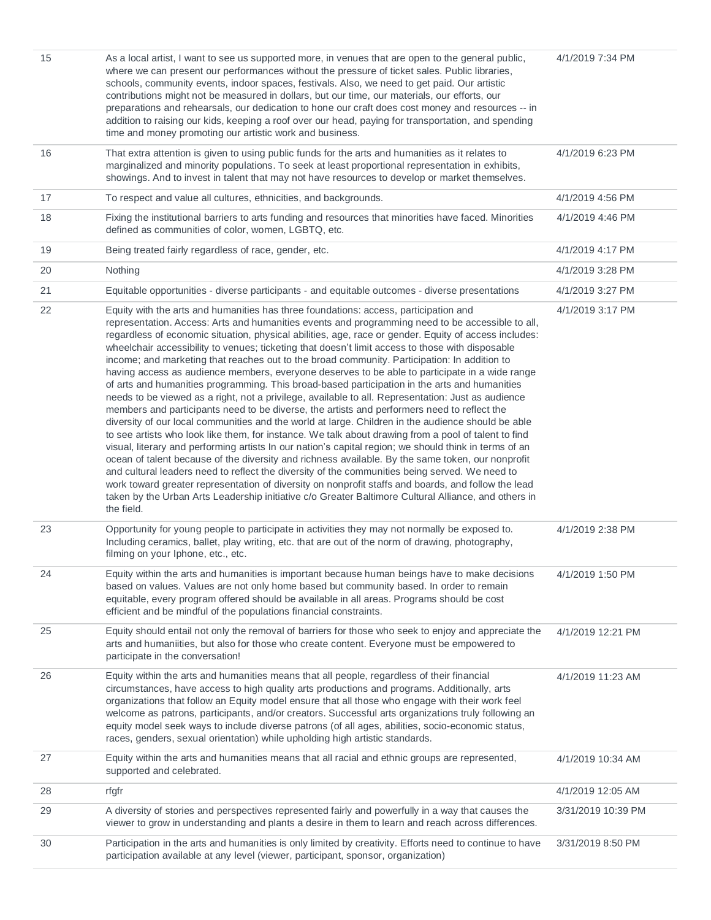| | | |
|---|---|---|
| 15 | As a local artist, I want to see us supported more, in venues that are open to the general public, where we can present our performances without the pressure of ticket sales. Public libraries, schools, community events, indoor spaces, festivals. Also, we need to get paid. Our artistic contributions might not be measured in dollars, but our time, our materials, our efforts, our preparations and rehearsals, our dedication to hone our craft does cost money and resources -- in addition to raising our kids, keeping a roof over our head, paying for transportation, and spending time and money promoting our artistic work and business. | 4/1/2019 7:34 PM |
| 16 | That extra attention is given to using public funds for the arts and humanities as it relates to marginalized and minority populations. To seek at least proportional representation in exhibits, showings. And to invest in talent that may not have resources to develop or market themselves. | 4/1/2019 6:23 PM |
| 17 | To respect and value all cultures, ethnicities, and backgrounds. | 4/1/2019 4:56 PM |
| 18 | Fixing the institutional barriers to arts funding and resources that minorities have faced. Minorities defined as communities of color, women, LGBTQ, etc. | 4/1/2019 4:46 PM |
| 19 | Being treated fairly regardless of race, gender, etc. | 4/1/2019 4:17 PM |
| 20 | Nothing | 4/1/2019 3:28 PM |
| 21 | Equitable opportunities - diverse participants - and equitable outcomes - diverse presentations | 4/1/2019 3:27 PM |
| 22 | Equity with the arts and humanities has three foundations: access, participation and representation. Access: Arts and humanities events and programming need to be accessible to all, regardless of economic situation, physical abilities, age, race or gender. Equity of access includes: wheelchair accessibility to venues; ticketing that doesn't limit access to those with disposable income; and marketing that reaches out to the broad community. Participation: In addition to having access as audience members, everyone deserves to be able to participate in a wide range of arts and humanities programming. This broad-based participation in the arts and humanities needs to be viewed as a right, not a privilege, available to all. Representation: Just as audience members and participants need to be diverse, the artists and performers need to reflect the diversity of our local communities and the world at large. Children in the audience should be able to see artists who look like them, for instance. We talk about drawing from a pool of talent to find visual, literary and performing artists In our nation's capital region; we should think in terms of an ocean of talent because of the diversity and richness available. By the same token, our nonprofit and cultural leaders need to reflect the diversity of the communities being served. We need to work toward greater representation of diversity on nonprofit staffs and boards, and follow the lead taken by the Urban Arts Leadership initiative c/o Greater Baltimore Cultural Alliance, and others in the field. | 4/1/2019 3:17 PM |
| 23 | Opportunity for young people to participate in activities they may not normally be exposed to. Including ceramics, ballet, play writing, etc. that are out of the norm of drawing, photography, filming on your Iphone, etc., etc. | 4/1/2019 2:38 PM |
| 24 | Equity within the arts and humanities is important because human beings have to make decisions based on values. Values are not only home based but community based. In order to remain equitable, every program offered should be available in all areas. Programs should be cost efficient and be mindful of the populations financial constraints. | 4/1/2019 1:50 PM |
| 25 | Equity should entail not only the removal of barriers for those who seek to enjoy and appreciate the arts and humaniities, but also for those who create content. Everyone must be empowered to participate in the conversation! | 4/1/2019 12:21 PM |
| 26 | Equity within the arts and humanities means that all people, regardless of their financial circumstances, have access to high quality arts productions and programs. Additionally, arts organizations that follow an Equity model ensure that all those who engage with their work feel welcome as patrons, participants, and/or creators. Successful arts organizations truly following an equity model seek ways to include diverse patrons (of all ages, abilities, socio-economic status, races, genders, sexual orientation) while upholding high artistic standards. | 4/1/2019 11:23 AM |
| 27 | Equity within the arts and humanities means that all racial and ethnic groups are represented, supported and celebrated. | 4/1/2019 10:34 AM |
| 28 | rfgfr | 4/1/2019 12:05 AM |
| 29 | A diversity of stories and perspectives represented fairly and powerfully in a way that causes the viewer to grow in understanding and plants a desire in them to learn and reach across differences. | 3/31/2019 10:39 PM |
| 30 | Participation in the arts and humanities is only limited by creativity. Efforts need to continue to have participation available at any level (viewer, participant, sponsor, organization) | 3/31/2019 8:50 PM |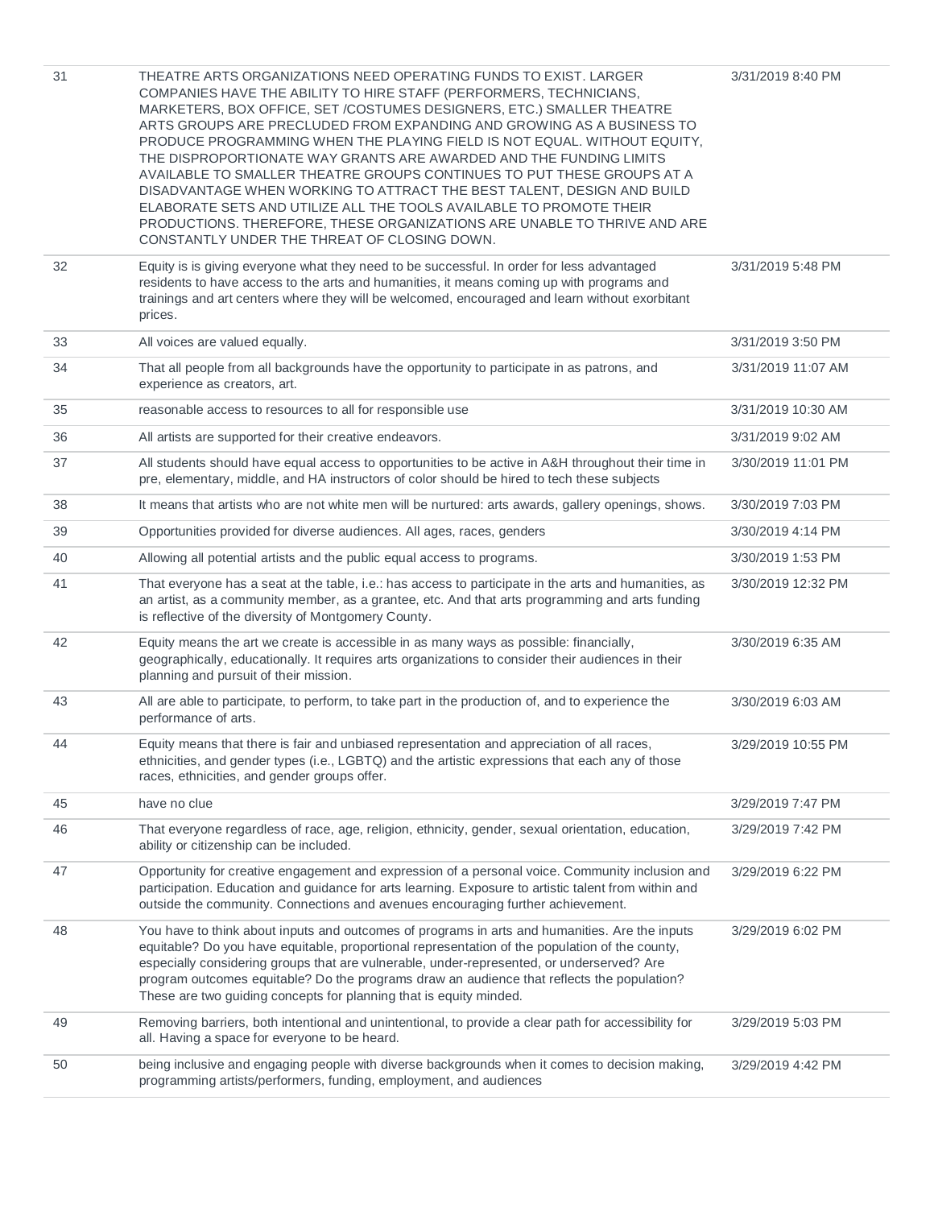| | | |
|---|---|---|
| 31 | THEATRE ARTS ORGANIZATIONS NEED OPERATING FUNDS TO EXIST. LARGER COMPANIES HAVE THE ABILITY TO HIRE STAFF (PERFORMERS, TECHNICIANS, MARKETERS, BOX OFFICE, SET /COSTUMES DESIGNERS, ETC.) SMALLER THEATRE ARTS GROUPS ARE PRECLUDED FROM EXPANDING AND GROWING AS A BUSINESS TO PRODUCE PROGRAMMING WHEN THE PLAYING FIELD IS NOT EQUAL. WITHOUT EQUITY, THE DISPROPORTIONATE WAY GRANTS ARE AWARDED AND THE FUNDING LIMITS AVAILABLE TO SMALLER THEATRE GROUPS CONTINUES TO PUT THESE GROUPS AT A DISADVANTAGE WHEN WORKING TO ATTRACT THE BEST TALENT, DESIGN AND BUILD ELABORATE SETS AND UTILIZE ALL THE TOOLS AVAILABLE TO PROMOTE THEIR PRODUCTIONS. THEREFORE, THESE ORGANIZATIONS ARE UNABLE TO THRIVE AND ARE CONSTANTLY UNDER THE THREAT OF CLOSING DOWN. | 3/31/2019 8:40 PM |
| 32 | Equity is is giving everyone what they need to be successful. In order for less advantaged residents to have access to the arts and humanities, it means coming up with programs and trainings and art centers where they will be welcomed, encouraged and learn without exorbitant prices. | 3/31/2019 5:48 PM |
| 33 | All voices are valued equally. | 3/31/2019 3:50 PM |
| 34 | That all people from all backgrounds have the opportunity to participate in as patrons, and experience as creators, art. | 3/31/2019 11:07 AM |
| 35 | reasonable access to resources to all for responsible use | 3/31/2019 10:30 AM |
| 36 | All artists are supported for their creative endeavors. | 3/31/2019 9:02 AM |
| 37 | All students should have equal access to opportunities to be active in A&H throughout their time in pre, elementary, middle, and HA instructors of color should be hired to tech these subjects | 3/30/2019 11:01 PM |
| 38 | It means that artists who are not white men will be nurtured: arts awards, gallery openings, shows. | 3/30/2019 7:03 PM |
| 39 | Opportunities provided for diverse audiences. All ages, races, genders | 3/30/2019 4:14 PM |
| 40 | Allowing all potential artists and the public equal access to programs. | 3/30/2019 1:53 PM |
| 41 | That everyone has a seat at the table, i.e.: has access to participate in the arts and humanities, as an artist, as a community member, as a grantee, etc. And that arts programming and arts funding is reflective of the diversity of Montgomery County. | 3/30/2019 12:32 PM |
| 42 | Equity means the art we create is accessible in as many ways as possible: financially, geographically, educationally. It requires arts organizations to consider their audiences in their planning and pursuit of their mission. | 3/30/2019 6:35 AM |
| 43 | All are able to participate, to perform, to take part in the production of, and to experience the performance of arts. | 3/30/2019 6:03 AM |
| 44 | Equity means that there is fair and unbiased representation and appreciation of all races, ethnicities, and gender types (i.e., LGBTQ) and the artistic expressions that each any of those races, ethnicities, and gender groups offer. | 3/29/2019 10:55 PM |
| 45 | have no clue | 3/29/2019 7:47 PM |
| 46 | That everyone regardless of race, age, religion, ethnicity, gender, sexual orientation, education, ability or citizenship can be included. | 3/29/2019 7:42 PM |
| 47 | Opportunity for creative engagement and expression of a personal voice. Community inclusion and participation. Education and guidance for arts learning. Exposure to artistic talent from within and outside the community. Connections and avenues encouraging further achievement. | 3/29/2019 6:22 PM |
| 48 | You have to think about inputs and outcomes of programs in arts and humanities. Are the inputs equitable? Do you have equitable, proportional representation of the population of the county, especially considering groups that are vulnerable, under-represented, or underserved? Are program outcomes equitable? Do the programs draw an audience that reflects the population? These are two guiding concepts for planning that is equity minded. | 3/29/2019 6:02 PM |
| 49 | Removing barriers, both intentional and unintentional, to provide a clear path for accessibility for all. Having a space for everyone to be heard. | 3/29/2019 5:03 PM |
| 50 | being inclusive and engaging people with diverse backgrounds when it comes to decision making, programming artists/performers, funding, employment, and audiences | 3/29/2019 4:42 PM |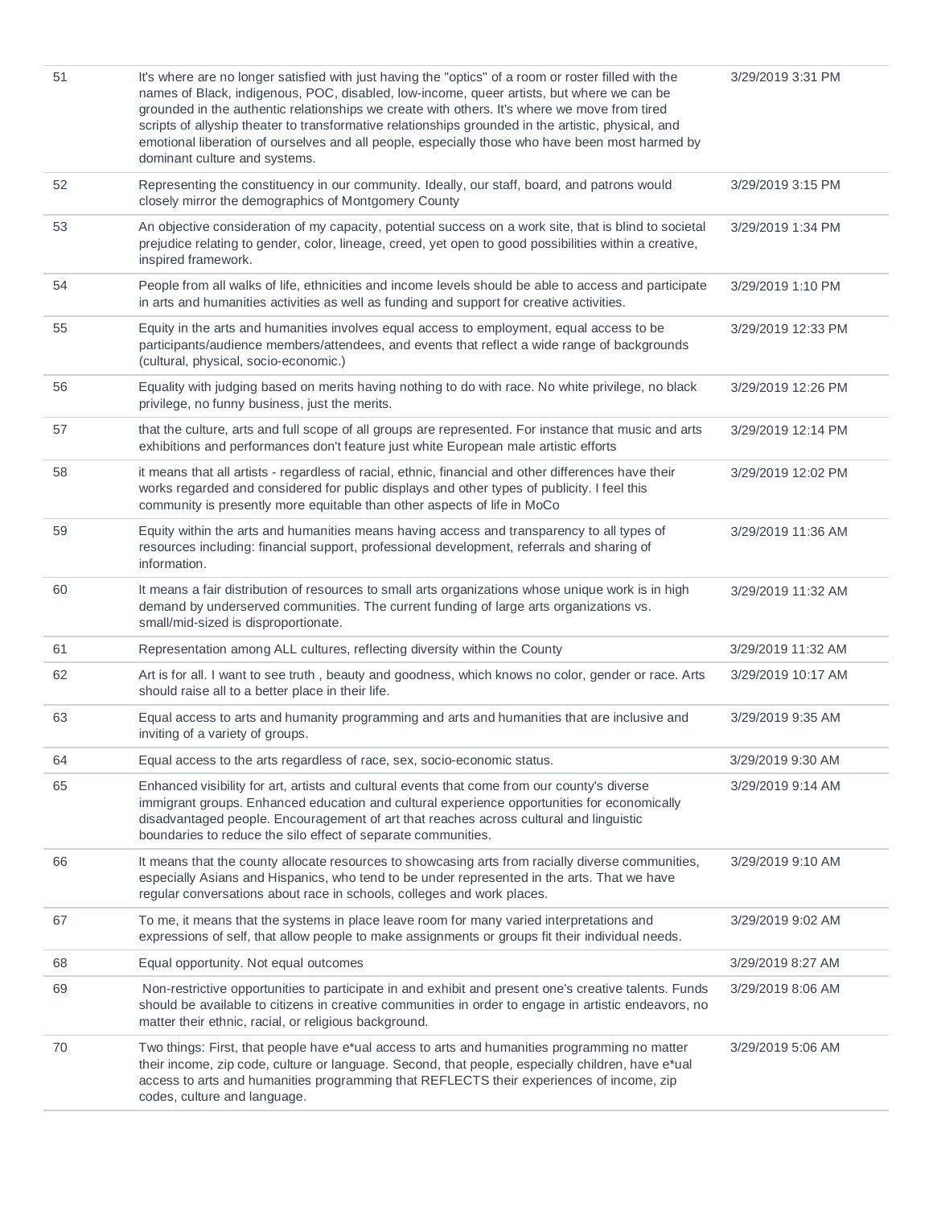| | | |
|---|---|---|
| 51 | It's where are no longer satisfied with just having the "optics" of a room or roster filled with the names of Black, indigenous, POC, disabled, low-income, queer artists, but where we can be grounded in the authentic relationships we create with others. It's where we move from tired scripts of allyship theater to transformative relationships grounded in the artistic, physical, and emotional liberation of ourselves and all people, especially those who have been most harmed by dominant culture and systems. | 3/29/2019 3:31 PM |
| 52 | Representing the constituency in our community. Ideally, our staff, board, and patrons would closely mirror the demographics of Montgomery County | 3/29/2019 3:15 PM |
| 53 | An objective consideration of my capacity, potential success on a work site, that is blind to societal prejudice relating to gender, color, lineage, creed, yet open to good possibilities within a creative, inspired framework. | 3/29/2019 1:34 PM |
| 54 | People from all walks of life, ethnicities and income levels should be able to access and participate in arts and humanities activities as well as funding and support for creative activities. | 3/29/2019 1:10 PM |
| 55 | Equity in the arts and humanities involves equal access to employment, equal access to be participants/audience members/attendees, and events that reflect a wide range of backgrounds (cultural, physical, socio-economic.) | 3/29/2019 12:33 PM |
| 56 | Equality with judging based on merits having nothing to do with race. No white privilege, no black privilege, no funny business, just the merits. | 3/29/2019 12:26 PM |
| 57 | that the culture, arts and full scope of all groups are represented. For instance that music and arts exhibitions and performances don't feature just white European male artistic efforts | 3/29/2019 12:14 PM |
| 58 | it means that all artists - regardless of racial, ethnic, financial and other differences have their works regarded and considered for public displays and other types of publicity. I feel this community is presently more equitable than other aspects of life in MoCo | 3/29/2019 12:02 PM |
| 59 | Equity within the arts and humanities means having access and transparency to all types of resources including: financial support, professional development, referrals and sharing of information. | 3/29/2019 11:36 AM |
| 60 | It means a fair distribution of resources to small arts organizations whose unique work is in high demand by underserved communities. The current funding of large arts organizations vs. small/mid-sized is disproportionate. | 3/29/2019 11:32 AM |
| 61 | Representation among ALL cultures, reflecting diversity within the County | 3/29/2019 11:32 AM |
| 62 | Art is for all. I want to see truth , beauty and goodness, which knows no color, gender or race. Arts should raise all to a better place in their life. | 3/29/2019 10:17 AM |
| 63 | Equal access to arts and humanity programming and arts and humanities that are inclusive and inviting of a variety of groups. | 3/29/2019 9:35 AM |
| 64 | Equal access to the arts regardless of race, sex, socio-economic status. | 3/29/2019 9:30 AM |
| 65 | Enhanced visibility for art, artists and cultural events that come from our county's diverse immigrant groups. Enhanced education and cultural experience opportunities for economically disadvantaged people. Encouragement of art that reaches across cultural and linguistic boundaries to reduce the silo effect of separate communities. | 3/29/2019 9:14 AM |
| 66 | It means that the county allocate resources to showcasing arts from racially diverse communities, especially Asians and Hispanics, who tend to be under represented in the arts. That we have regular conversations about race in schools, colleges and work places. | 3/29/2019 9:10 AM |
| 67 | To me, it means that the systems in place leave room for many varied interpretations and expressions of self, that allow people to make assignments or groups fit their individual needs. | 3/29/2019 9:02 AM |
| 68 | Equal opportunity. Not equal outcomes | 3/29/2019 8:27 AM |
| 69 | Non-restrictive opportunities to participate in and exhibit and present one's creative talents. Funds should be available to citizens in creative communities in order to engage in artistic endeavors, no matter their ethnic, racial, or religious background. | 3/29/2019 8:06 AM |
| 70 | Two things: First, that people have e*ual access to arts and humanities programming no matter their income, zip code, culture or language. Second, that people, especially children, have e*ual access to arts and humanities programming that REFLECTS their experiences of income, zip codes, culture and language. | 3/29/2019 5:06 AM |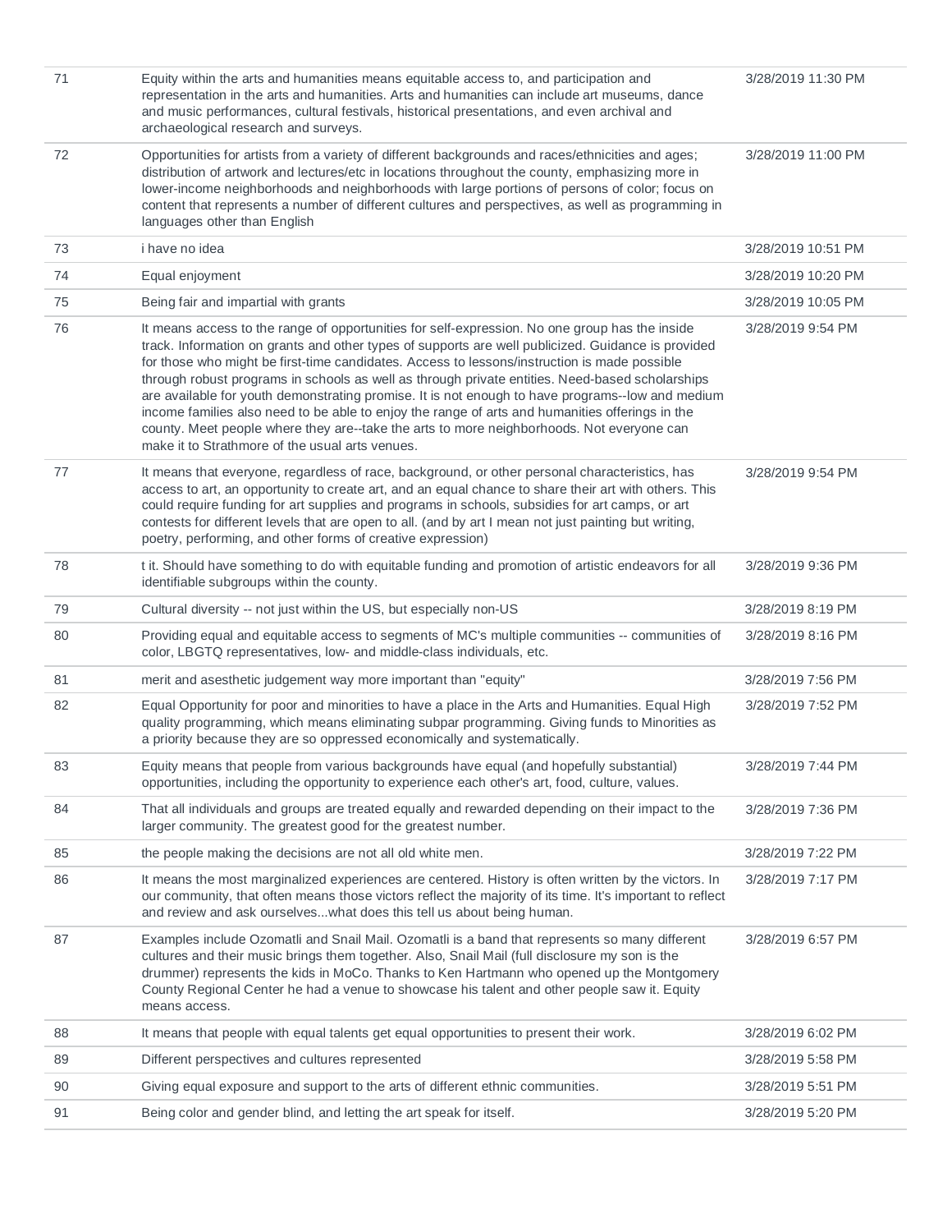| | | |
|---|---|---|
| 71 | Equity within the arts and humanities means equitable access to, and participation and representation in the arts and humanities. Arts and humanities can include art museums, dance and music performances, cultural festivals, historical presentations, and even archival and archaeological research and surveys. | 3/28/2019 11:30 PM |
| 72 | Opportunities for artists from a variety of different backgrounds and races/ethnicities and ages; distribution of artwork and lectures/etc in locations throughout the county, emphasizing more in lower-income neighborhoods and neighborhoods with large portions of persons of color; focus on content that represents a number of different cultures and perspectives, as well as programming in languages other than English | 3/28/2019 11:00 PM |
| 73 | i have no idea | 3/28/2019 10:51 PM |
| 74 | Equal enjoyment | 3/28/2019 10:20 PM |
| 75 | Being fair and impartial with grants | 3/28/2019 10:05 PM |
| 76 | It means access to the range of opportunities for self-expression. No one group has the inside track. Information on grants and other types of supports are well publicized. Guidance is provided for those who might be first-time candidates. Access to lessons/instruction is made possible through robust programs in schools as well as through private entities. Need-based scholarships are available for youth demonstrating promise. It is not enough to have programs--low and medium income families also need to be able to enjoy the range of arts and humanities offerings in the county. Meet people where they are--take the arts to more neighborhoods. Not everyone can make it to Strathmore of the usual arts venues. | 3/28/2019 9:54 PM |
| 77 | It means that everyone, regardless of race, background, or other personal characteristics, has access to art, an opportunity to create art, and an equal chance to share their art with others. This could require funding for art supplies and programs in schools, subsidies for art camps, or art contests for different levels that are open to all. (and by art I mean not just painting but writing, poetry, performing, and other forms of creative expression) | 3/28/2019 9:54 PM |
| 78 | t it. Should have something to do with equitable funding and promotion of artistic endeavors for all identifiable subgroups within the county. | 3/28/2019 9:36 PM |
| 79 | Cultural diversity -- not just within the US, but especially non-US | 3/28/2019 8:19 PM |
| 80 | Providing equal and equitable access to segments of MC's multiple communities -- communities of color, LBGTQ representatives, low- and middle-class individuals, etc. | 3/28/2019 8:16 PM |
| 81 | merit and asesthetic judgement way more important than "equity" | 3/28/2019 7:56 PM |
| 82 | Equal Opportunity for poor and minorities to have a place in the Arts and Humanities. Equal High quality programming, which means eliminating subpar programming. Giving funds to Minorities as a priority because they are so oppressed economically and systematically. | 3/28/2019 7:52 PM |
| 83 | Equity means that people from various backgrounds have equal (and hopefully substantial) opportunities, including the opportunity to experience each other's art, food, culture, values. | 3/28/2019 7:44 PM |
| 84 | That all individuals and groups are treated equally and rewarded depending on their impact to the larger community. The greatest good for the greatest number. | 3/28/2019 7:36 PM |
| 85 | the people making the decisions are not all old white men. | 3/28/2019 7:22 PM |
| 86 | It means the most marginalized experiences are centered. History is often written by the victors. In our community, that often means those victors reflect the majority of its time. It's important to reflect and review and ask ourselves...what does this tell us about being human. | 3/28/2019 7:17 PM |
| 87 | Examples include Ozomatli and Snail Mail. Ozomatli is a band that represents so many different cultures and their music brings them together. Also, Snail Mail (full disclosure my son is the drummer) represents the kids in MoCo. Thanks to Ken Hartmann who opened up the Montgomery County Regional Center he had a venue to showcase his talent and other people saw it. Equity means access. | 3/28/2019 6:57 PM |
| 88 | It means that people with equal talents get equal opportunities to present their work. | 3/28/2019 6:02 PM |
| 89 | Different perspectives and cultures represented | 3/28/2019 5:58 PM |
| 90 | Giving equal exposure and support to the arts of different ethnic communities. | 3/28/2019 5:51 PM |
| 91 | Being color and gender blind, and letting the art speak for itself. | 3/28/2019 5:20 PM |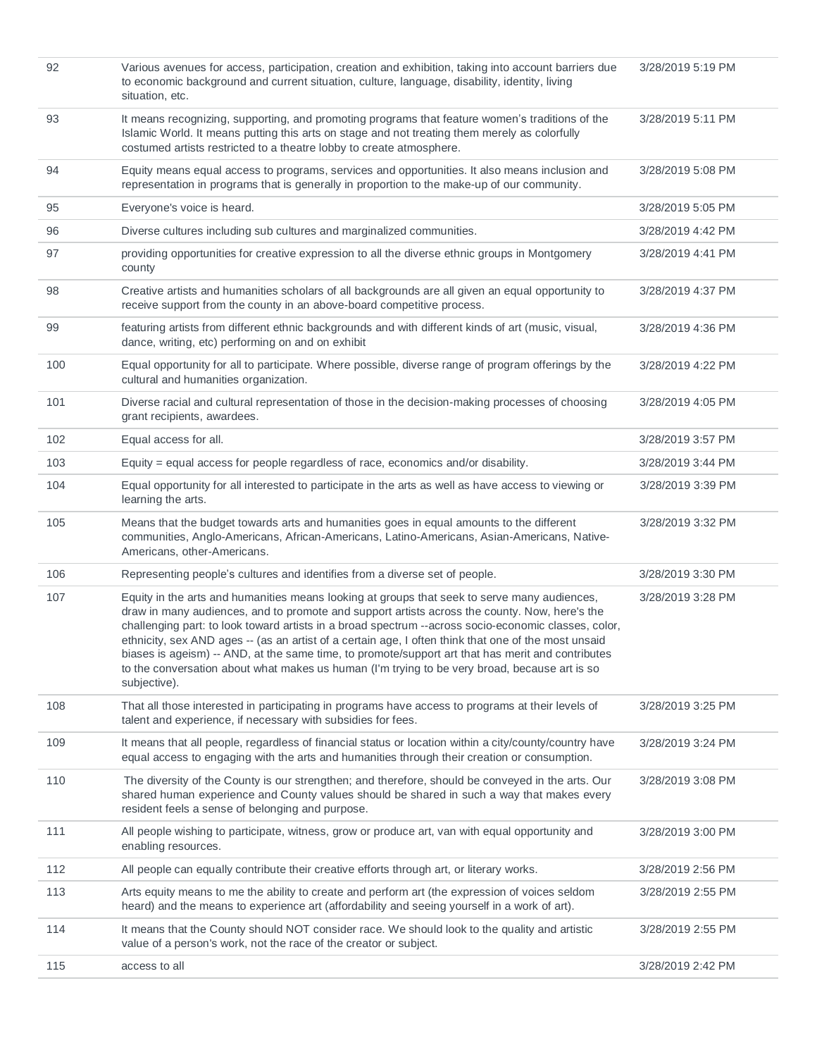| | | |
|---|---|---|
| 92 | Various avenues for access, participation, creation and exhibition, taking into account barriers due to economic background and current situation, culture, language, disability, identity, living situation, etc. | 3/28/2019 5:19 PM |
| 93 | It means recognizing, supporting, and promoting programs that feature women's traditions of the Islamic World. It means putting this arts on stage and not treating them merely as colorfully costumed artists restricted to a theatre lobby to create atmosphere. | 3/28/2019 5:11 PM |
| 94 | Equity means equal access to programs, services and opportunities. It also means inclusion and representation in programs that is generally in proportion to the make-up of our community. | 3/28/2019 5:08 PM |
| 95 | Everyone's voice is heard. | 3/28/2019 5:05 PM |
| 96 | Diverse cultures including sub cultures and marginalized communities. | 3/28/2019 4:42 PM |
| 97 | providing opportunities for creative expression to all the diverse ethnic groups in Montgomery county | 3/28/2019 4:41 PM |
| 98 | Creative artists and humanities scholars of all backgrounds are all given an equal opportunity to receive support from the county in an above-board competitive process. | 3/28/2019 4:37 PM |
| 99 | featuring artists from different ethnic backgrounds and with different kinds of art (music, visual, dance, writing, etc) performing on and on exhibit | 3/28/2019 4:36 PM |
| 100 | Equal opportunity for all to participate. Where possible, diverse range of program offerings by the cultural and humanities organization. | 3/28/2019 4:22 PM |
| 101 | Diverse racial and cultural representation of those in the decision-making processes of choosing grant recipients, awardees. | 3/28/2019 4:05 PM |
| 102 | Equal access for all. | 3/28/2019 3:57 PM |
| 103 | Equity = equal access for people regardless of race, economics and/or disability. | 3/28/2019 3:44 PM |
| 104 | Equal opportunity for all interested to participate in the arts as well as have access to viewing or learning the arts. | 3/28/2019 3:39 PM |
| 105 | Means that the budget towards arts and humanities goes in equal amounts to the different communities, Anglo-Americans, African-Americans, Latino-Americans, Asian-Americans, Native-Americans, other-Americans. | 3/28/2019 3:32 PM |
| 106 | Representing people's cultures and identifies from a diverse set of people. | 3/28/2019 3:30 PM |
| 107 | Equity in the arts and humanities means looking at groups that seek to serve many audiences, draw in many audiences, and to promote and support artists across the county. Now, here's the challenging part: to look toward artists in a broad spectrum --across socio-economic classes, color, ethnicity, sex AND ages -- (as an artist of a certain age, I often think that one of the most unsaid biases is ageism) -- AND, at the same time, to promote/support art that has merit and contributes to the conversation about what makes us human (I'm trying to be very broad, because art is so subjective). | 3/28/2019 3:28 PM |
| 108 | That all those interested in participating in programs have access to programs at their levels of talent and experience, if necessary with subsidies for fees. | 3/28/2019 3:25 PM |
| 109 | It means that all people, regardless of financial status or location within a city/county/country have equal access to engaging with the arts and humanities through their creation or consumption. | 3/28/2019 3:24 PM |
| 110 | The diversity of the County is our strengthen; and therefore, should be conveyed in the arts. Our shared human experience and County values should be shared in such a way that makes every resident feels a sense of belonging and purpose. | 3/28/2019 3:08 PM |
| 111 | All people wishing to participate, witness, grow or produce art, van with equal opportunity and enabling resources. | 3/28/2019 3:00 PM |
| 112 | All people can equally contribute their creative efforts through art, or literary works. | 3/28/2019 2:56 PM |
| 113 | Arts equity means to me the ability to create and perform art (the expression of voices seldom heard) and the means to experience art (affordability and seeing yourself in a work of art). | 3/28/2019 2:55 PM |
| 114 | It means that the County should NOT consider race. We should look to the quality and artistic value of a person's work, not the race of the creator or subject. | 3/28/2019 2:55 PM |
| 115 | access to all | 3/28/2019 2:42 PM |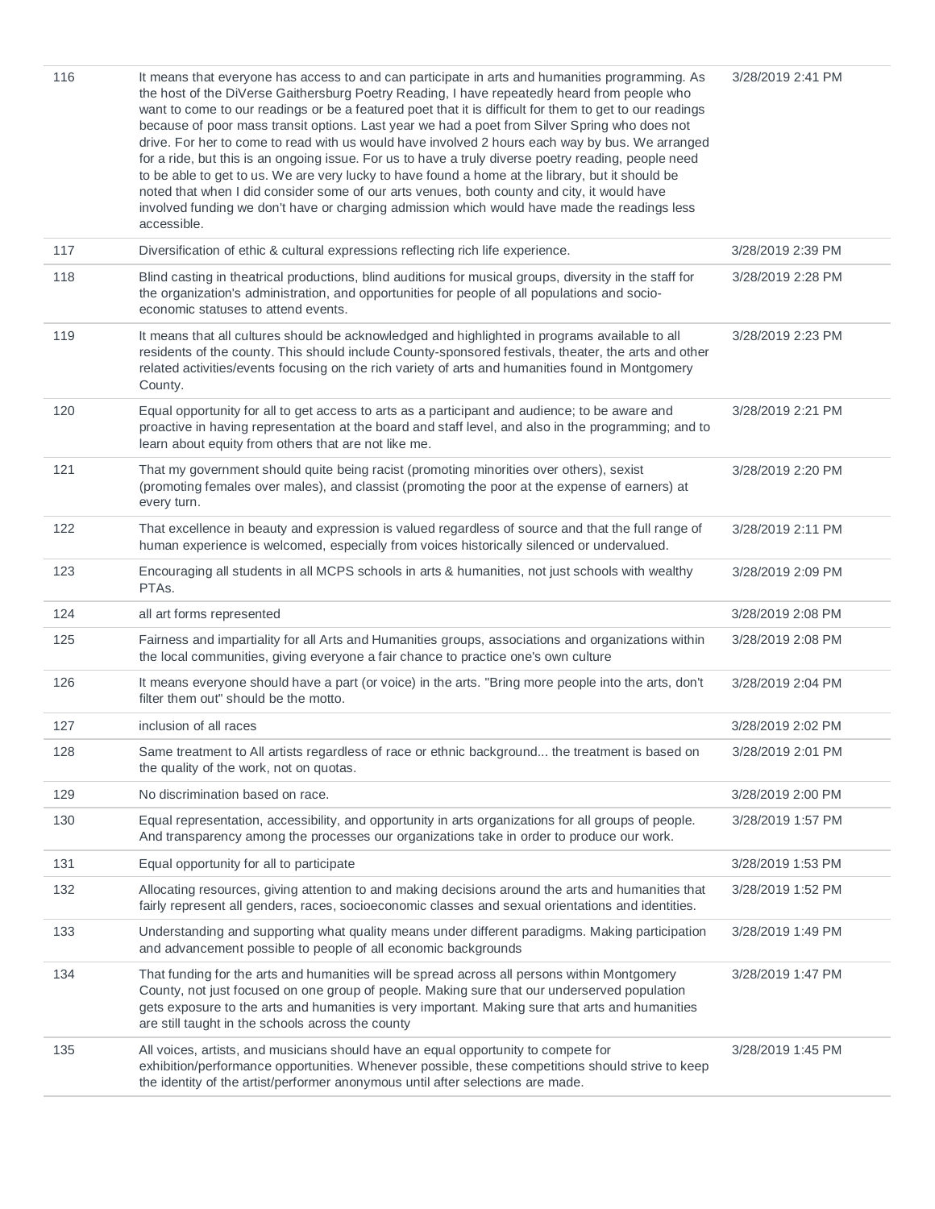| | | |
|---|---|---|
| 116 | It means that everyone has access to and can participate in arts and humanities programming. As the host of the DiVerse Gaithersburg Poetry Reading, I have repeatedly heard from people who want to come to our readings or be a featured poet that it is difficult for them to get to our readings because of poor mass transit options. Last year we had a poet from Silver Spring who does not drive. For her to come to read with us would have involved 2 hours each way by bus. We arranged for a ride, but this is an ongoing issue. For us to have a truly diverse poetry reading, people need to be able to get to us. We are very lucky to have found a home at the library, but it should be noted that when I did consider some of our arts venues, both county and city, it would have involved funding we don't have or charging admission which would have made the readings less accessible. | 3/28/2019 2:41 PM |
| 117 | Diversification of ethic & cultural expressions reflecting rich life experience. | 3/28/2019 2:39 PM |
| 118 | Blind casting in theatrical productions, blind auditions for musical groups, diversity in the staff for the organization's administration, and opportunities for people of all populations and socio-economic statuses to attend events. | 3/28/2019 2:28 PM |
| 119 | It means that all cultures should be acknowledged and highlighted in programs available to all residents of the county. This should include County-sponsored festivals, theater, the arts and other related activities/events focusing on the rich variety of arts and humanities found in Montgomery County. | 3/28/2019 2:23 PM |
| 120 | Equal opportunity for all to get access to arts as a participant and audience; to be aware and proactive in having representation at the board and staff level, and also in the programming; and to learn about equity from others that are not like me. | 3/28/2019 2:21 PM |
| 121 | That my government should quite being racist (promoting minorities over others), sexist (promoting females over males), and classist (promoting the poor at the expense of earners) at every turn. | 3/28/2019 2:20 PM |
| 122 | That excellence in beauty and expression is valued regardless of source and that the full range of human experience is welcomed, especially from voices historically silenced or undervalued. | 3/28/2019 2:11 PM |
| 123 | Encouraging all students in all MCPS schools in arts & humanities, not just schools with wealthy PTAs. | 3/28/2019 2:09 PM |
| 124 | all art forms represented | 3/28/2019 2:08 PM |
| 125 | Fairness and impartiality for all Arts and Humanities groups, associations and organizations within the local communities, giving everyone a fair chance to practice one's own culture | 3/28/2019 2:08 PM |
| 126 | It means everyone should have a part (or voice) in the arts. "Bring more people into the arts, don't filter them out" should be the motto. | 3/28/2019 2:04 PM |
| 127 | inclusion of all races | 3/28/2019 2:02 PM |
| 128 | Same treatment to All artists regardless of race or ethnic background... the treatment is based on the quality of the work, not on quotas. | 3/28/2019 2:01 PM |
| 129 | No discrimination based on race. | 3/28/2019 2:00 PM |
| 130 | Equal representation, accessibility, and opportunity in arts organizations for all groups of people. And transparency among the processes our organizations take in order to produce our work. | 3/28/2019 1:57 PM |
| 131 | Equal opportunity for all to participate | 3/28/2019 1:53 PM |
| 132 | Allocating resources, giving attention to and making decisions around the arts and humanities that fairly represent all genders, races, socioeconomic classes and sexual orientations and identities. | 3/28/2019 1:52 PM |
| 133 | Understanding and supporting what quality means under different paradigms. Making participation and advancement possible to people of all economic backgrounds | 3/28/2019 1:49 PM |
| 134 | That funding for the arts and humanities will be spread across all persons within Montgomery County, not just focused on one group of people. Making sure that our underserved population gets exposure to the arts and humanities is very important. Making sure that arts and humanities are still taught in the schools across the county | 3/28/2019 1:47 PM |
| 135 | All voices, artists, and musicians should have an equal opportunity to compete for exhibition/performance opportunities. Whenever possible, these competitions should strive to keep the identity of the artist/performer anonymous until after selections are made. | 3/28/2019 1:45 PM |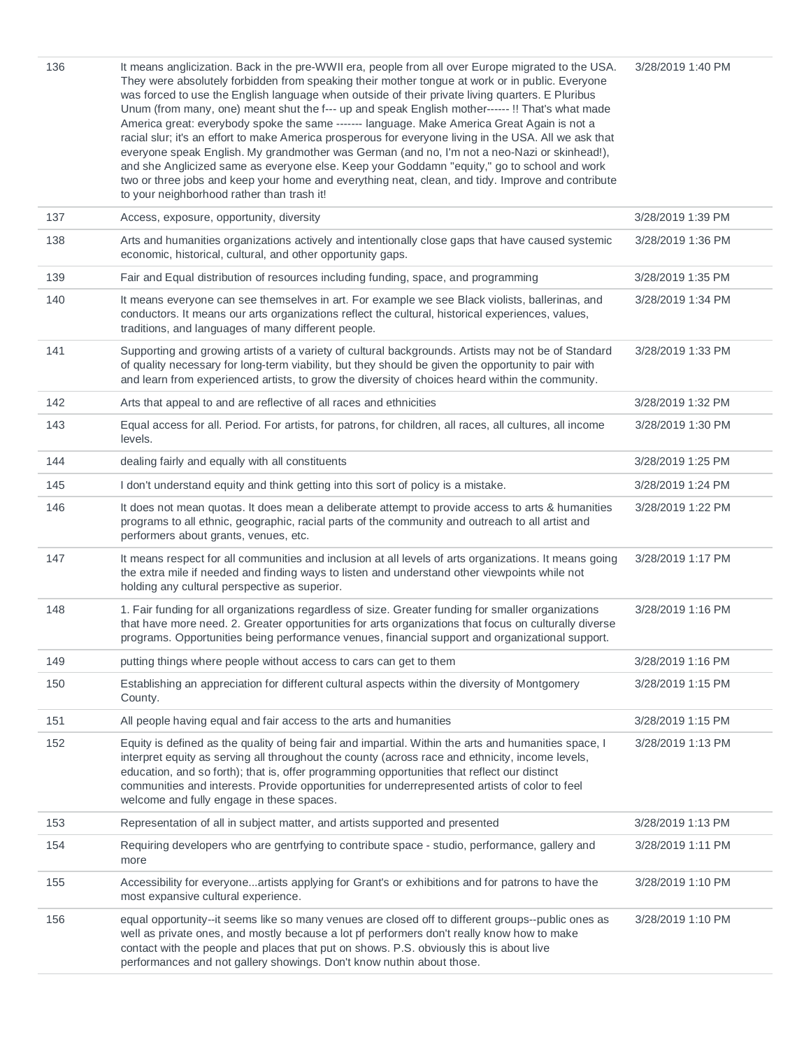| | | |
|---|---|---|
| 136 | It means anglicization. Back in the pre-WWII era, people from all over Europe migrated to the USA. They were absolutely forbidden from speaking their mother tongue at work or in public. Everyone was forced to use the English language when outside of their private living quarters. E Pluribus Unum (from many, one) meant shut the f--- up and speak English mother------ !! That's what made America great: everybody spoke the same ------- language. Make America Great Again is not a racial slur; it's an effort to make America prosperous for everyone living in the USA. All we ask that everyone speak English. My grandmother was German (and no, I'm not a neo-Nazi or skinhead!), and she Anglicized same as everyone else. Keep your Goddamn "equity," go to school and work two or three jobs and keep your home and everything neat, clean, and tidy. Improve and contribute to your neighborhood rather than trash it! | 3/28/2019 1:40 PM |
| 137 | Access, exposure, opportunity, diversity | 3/28/2019 1:39 PM |
| 138 | Arts and humanities organizations actively and intentionally close gaps that have caused systemic economic, historical, cultural, and other opportunity gaps. | 3/28/2019 1:36 PM |
| 139 | Fair and Equal distribution of resources including funding, space, and programming | 3/28/2019 1:35 PM |
| 140 | It means everyone can see themselves in art. For example we see Black violists, ballerinas, and conductors. It means our arts organizations reflect the cultural, historical experiences, values, traditions, and languages of many different people. | 3/28/2019 1:34 PM |
| 141 | Supporting and growing artists of a variety of cultural backgrounds. Artists may not be of Standard of quality necessary for long-term viability, but they should be given the opportunity to pair with and learn from experienced artists, to grow the diversity of choices heard within the community. | 3/28/2019 1:33 PM |
| 142 | Arts that appeal to and are reflective of all races and ethnicities | 3/28/2019 1:32 PM |
| 143 | Equal access for all. Period. For artists, for patrons, for children, all races, all cultures, all income levels. | 3/28/2019 1:30 PM |
| 144 | dealing fairly and equally with all constituents | 3/28/2019 1:25 PM |
| 145 | I don't understand equity and think getting into this sort of policy is a mistake. | 3/28/2019 1:24 PM |
| 146 | It does not mean quotas. It does mean a deliberate attempt to provide access to arts & humanities programs to all ethnic, geographic, racial parts of the community and outreach to all artist and performers about grants, venues, etc. | 3/28/2019 1:22 PM |
| 147 | It means respect for all communities and inclusion at all levels of arts organizations. It means going the extra mile if needed and finding ways to listen and understand other viewpoints while not holding any cultural perspective as superior. | 3/28/2019 1:17 PM |
| 148 | 1. Fair funding for all organizations regardless of size. Greater funding for smaller organizations that have more need. 2. Greater opportunities for arts organizations that focus on culturally diverse programs. Opportunities being performance venues, financial support and organizational support. | 3/28/2019 1:16 PM |
| 149 | putting things where people without access to cars can get to them | 3/28/2019 1:16 PM |
| 150 | Establishing an appreciation for different cultural aspects within the diversity of Montgomery County. | 3/28/2019 1:15 PM |
| 151 | All people having equal and fair access to the arts and humanities | 3/28/2019 1:15 PM |
| 152 | Equity is defined as the quality of being fair and impartial. Within the arts and humanities space, I interpret equity as serving all throughout the county (across race and ethnicity, income levels, education, and so forth); that is, offer programming opportunities that reflect our distinct communities and interests. Provide opportunities for underrepresented artists of color to feel welcome and fully engage in these spaces. | 3/28/2019 1:13 PM |
| 153 | Representation of all in subject matter, and artists supported and presented | 3/28/2019 1:13 PM |
| 154 | Requiring developers who are gentrfying to contribute space - studio, performance, gallery and more | 3/28/2019 1:11 PM |
| 155 | Accessibility for everyone...artists applying for Grant's or exhibitions and for patrons to have the most expansive cultural experience. | 3/28/2019 1:10 PM |
| 156 | equal opportunity--it seems like so many venues are closed off to different groups--public ones as well as private ones, and mostly because a lot pf performers don't really know how to make contact with the people and places that put on shows. P.S. obviously this is about live performances and not gallery showings. Don't know nuthin about those. | 3/28/2019 1:10 PM |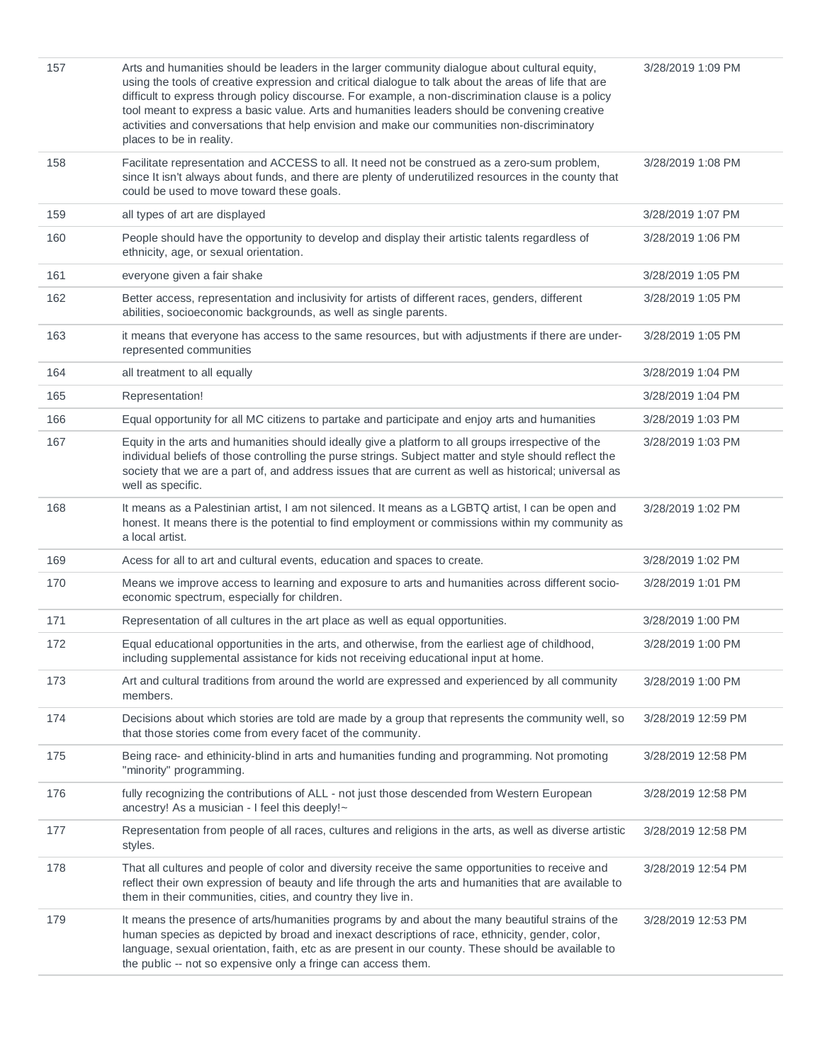| | | |
|---|---|---|
| 157 | Arts and humanities should be leaders in the larger community dialogue about cultural equity, using the tools of creative expression and critical dialogue to talk about the areas of life that are difficult to express through policy discourse. For example, a non-discrimination clause is a policy tool meant to express a basic value. Arts and humanities leaders should be convening creative activities and conversations that help envision and make our communities non-discriminatory places to be in reality. | 3/28/2019 1:09 PM |
| 158 | Facilitate representation and ACCESS to all. It need not be construed as a zero-sum problem, since It isn't always about funds, and there are plenty of underutilized resources in the county that could be used to move toward these goals. | 3/28/2019 1:08 PM |
| 159 | all types of art are displayed | 3/28/2019 1:07 PM |
| 160 | People should have the opportunity to develop and display their artistic talents regardless of ethnicity, age, or sexual orientation. | 3/28/2019 1:06 PM |
| 161 | everyone given a fair shake | 3/28/2019 1:05 PM |
| 162 | Better access, representation and inclusivity for artists of different races, genders, different abilities, socioeconomic backgrounds, as well as single parents. | 3/28/2019 1:05 PM |
| 163 | it means that everyone has access to the same resources, but with adjustments if there are under-represented communities | 3/28/2019 1:05 PM |
| 164 | all treatment to all equally | 3/28/2019 1:04 PM |
| 165 | Representation! | 3/28/2019 1:04 PM |
| 166 | Equal opportunity for all MC citizens to partake and participate and enjoy arts and humanities | 3/28/2019 1:03 PM |
| 167 | Equity in the arts and humanities should ideally give a platform to all groups irrespective of the individual beliefs of those controlling the purse strings. Subject matter and style should reflect the society that we are a part of, and address issues that are current as well as historical; universal as well as specific. | 3/28/2019 1:03 PM |
| 168 | It means as a Palestinian artist, I am not silenced. It means as a LGBTQ artist, I can be open and honest. It means there is the potential to find employment or commissions within my community as a local artist. | 3/28/2019 1:02 PM |
| 169 | Acess for all to art and cultural events, education and spaces to create. | 3/28/2019 1:02 PM |
| 170 | Means we improve access to learning and exposure to arts and humanities across different socio-economic spectrum, especially for children. | 3/28/2019 1:01 PM |
| 171 | Representation of all cultures in the art place as well as equal opportunities. | 3/28/2019 1:00 PM |
| 172 | Equal educational opportunities in the arts, and otherwise, from the earliest age of childhood, including supplemental assistance for kids not receiving educational input at home. | 3/28/2019 1:00 PM |
| 173 | Art and cultural traditions from around the world are expressed and experienced by all community members. | 3/28/2019 1:00 PM |
| 174 | Decisions about which stories are told are made by a group that represents the community well, so that those stories come from every facet of the community. | 3/28/2019 12:59 PM |
| 175 | Being race- and ethinicity-blind in arts and humanities funding and programming. Not promoting "minority" programming. | 3/28/2019 12:58 PM |
| 176 | fully recognizing the contributions of ALL - not just those descended from Western European ancestry! As a musician - I feel this deeply!~ | 3/28/2019 12:58 PM |
| 177 | Representation from people of all races, cultures and religions in the arts, as well as diverse artistic styles. | 3/28/2019 12:58 PM |
| 178 | That all cultures and people of color and diversity receive the same opportunities to receive and reflect their own expression of beauty and life through the arts and humanities that are available to them in their communities, cities, and country they live in. | 3/28/2019 12:54 PM |
| 179 | It means the presence of arts/humanities programs by and about the many beautiful strains of the human species as depicted by broad and inexact descriptions of race, ethnicity, gender, color, language, sexual orientation, faith, etc as are present in our county. These should be available to the public -- not so expensive only a fringe can access them. | 3/28/2019 12:53 PM |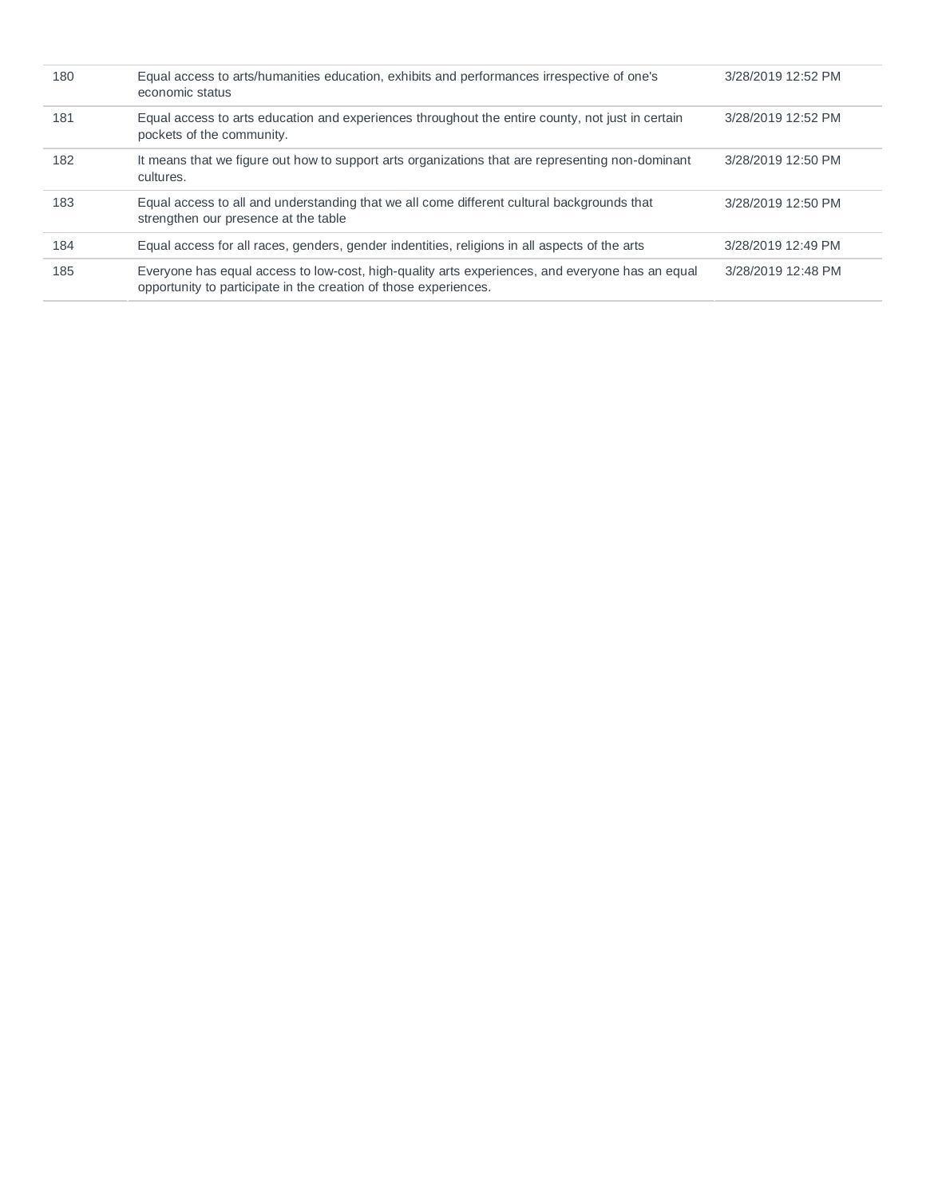| | | |
|---|---|---|
| 180 | Equal access to arts/humanities education, exhibits and performances irrespective of one's economic status | 3/28/2019 12:52 PM |
| 181 | Equal access to arts education and experiences throughout the entire county, not just in certain pockets of the community. | 3/28/2019 12:52 PM |
| 182 | It means that we figure out how to support arts organizations that are representing non-dominant cultures. | 3/28/2019 12:50 PM |
| 183 | Equal access to all and understanding that we all come different cultural backgrounds that strengthen our presence at the table | 3/28/2019 12:50 PM |
| 184 | Equal access for all races, genders, gender indentities, religions in all aspects of the arts | 3/28/2019 12:49 PM |
| 185 | Everyone has equal access to low-cost, high-quality arts experiences, and everyone has an equal opportunity to participate in the creation of those experiences. | 3/28/2019 12:48 PM |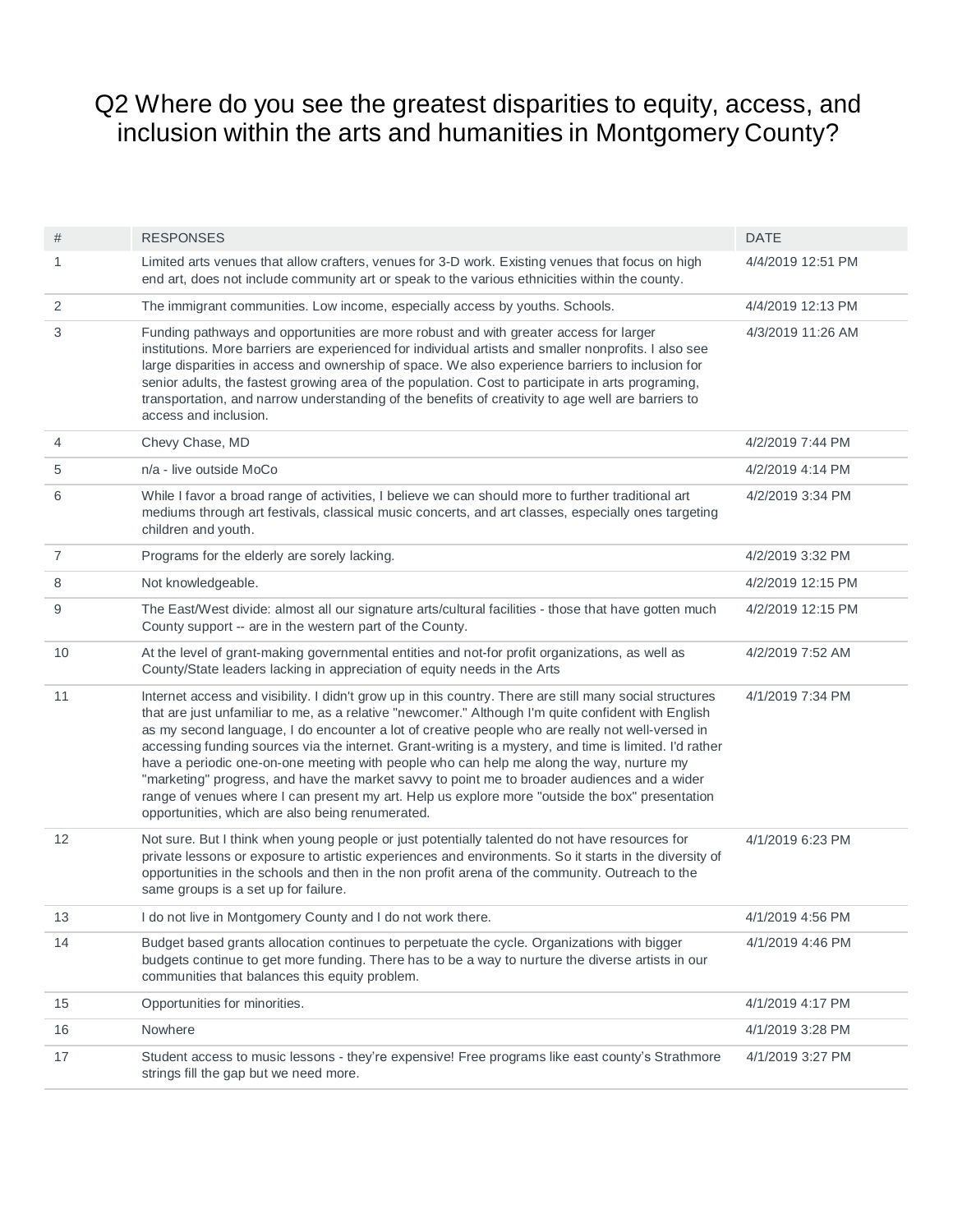# Q2 Where do you see the greatest disparities to equity, access, and inclusion within the arts and humanities in Montgomery County?

| # | RESPONSES | DATE |
|---|---|---|
| 1 | Limited arts venues that allow crafters, venues for 3-D work. Existing venues that focus on high end art, does not include community art or speak to the various ethnicities within the county. | 4/4/2019 12:51 PM |
| 2 | The immigrant communities. Low income, especially access by youths. Schools. | 4/4/2019 12:13 PM |
| 3 | Funding pathways and opportunities are more robust and with greater access for larger institutions. More barriers are experienced for individual artists and smaller nonprofits. I also see large disparities in access and ownership of space. We also experience barriers to inclusion for senior adults, the fastest growing area of the population. Cost to participate in arts programing, transportation, and narrow understanding of the benefits of creativity to age well are barriers to access and inclusion. | 4/3/2019 11:26 AM |
| 4 | Chevy Chase, MD | 4/2/2019 7:44 PM |
| 5 | n/a - live outside MoCo | 4/2/2019 4:14 PM |
| 6 | While I favor a broad range of activities, I believe we can should more to further traditional art mediums through art festivals, classical music concerts, and art classes, especially ones targeting children and youth. | 4/2/2019 3:34 PM |
| 7 | Programs for the elderly are sorely lacking. | 4/2/2019 3:32 PM |
| 8 | Not knowledgeable. | 4/2/2019 12:15 PM |
| 9 | The East/West divide: almost all our signature arts/cultural facilities - those that have gotten much County support -- are in the western part of the County. | 4/2/2019 12:15 PM |
| 10 | At the level of grant-making governmental entities and not-for profit organizations, as well as County/State leaders lacking in appreciation of equity needs in the Arts | 4/2/2019 7:52 AM |
| 11 | Internet access and visibility. I didn't grow up in this country. There are still many social structures that are just unfamiliar to me, as a relative "newcomer." Although I'm quite confident with English as my second language, I do encounter a lot of creative people who are really not well-versed in accessing funding sources via the internet. Grant-writing is a mystery, and time is limited. I'd rather have a periodic one-on-one meeting with people who can help me along the way, nurture my "marketing" progress, and have the market savvy to point me to broader audiences and a wider range of venues where I can present my art. Help us explore more "outside the box" presentation opportunities, which are also being renumerated. | 4/1/2019 7:34 PM |
| 12 | Not sure. But I think when young people or just potentially talented do not have resources for private lessons or exposure to artistic experiences and environments. So it starts in the diversity of opportunities in the schools and then in the non profit arena of the community. Outreach to the same groups is a set up for failure. | 4/1/2019 6:23 PM |
| 13 | I do not live in Montgomery County and I do not work there. | 4/1/2019 4:56 PM |
| 14 | Budget based grants allocation continues to perpetuate the cycle. Organizations with bigger budgets continue to get more funding. There has to be a way to nurture the diverse artists in our communities that balances this equity problem. | 4/1/2019 4:46 PM |
| 15 | Opportunities for minorities. | 4/1/2019 4:17 PM |
| 16 | Nowhere | 4/1/2019 3:28 PM |
| 17 | Student access to music lessons - they're expensive! Free programs like east county's Strathmore strings fill the gap but we need more. | 4/1/2019 3:27 PM |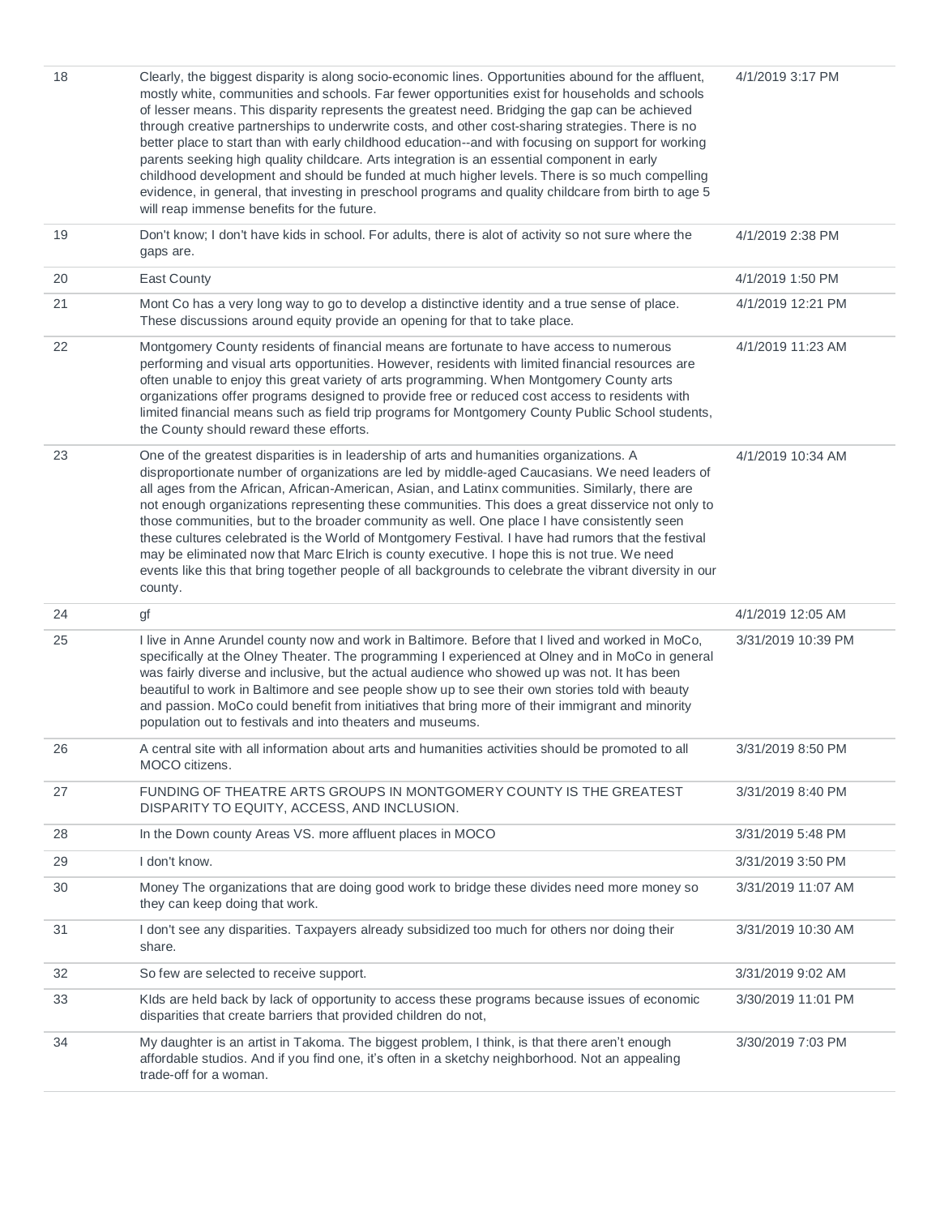| | | |
|---|---|---|
| 18 | Clearly, the biggest disparity is along socio-economic lines. Opportunities abound for the affluent, mostly white, communities and schools. Far fewer opportunities exist for households and schools of lesser means. This disparity represents the greatest need. Bridging the gap can be achieved through creative partnerships to underwrite costs, and other cost-sharing strategies. There is no better place to start than with early childhood education--and with focusing on support for working parents seeking high quality childcare. Arts integration is an essential component in early childhood development and should be funded at much higher levels. There is so much compelling evidence, in general, that investing in preschool programs and quality childcare from birth to age 5 will reap immense benefits for the future. | 4/1/2019 3:17 PM |
| 19 | Don't know; I don't have kids in school. For adults, there is alot of activity so not sure where the gaps are. | 4/1/2019 2:38 PM |
| 20 | East County | 4/1/2019 1:50 PM |
| 21 | Mont Co has a very long way to go to develop a distinctive identity and a true sense of place. These discussions around equity provide an opening for that to take place. | 4/1/2019 12:21 PM |
| 22 | Montgomery County residents of financial means are fortunate to have access to numerous performing and visual arts opportunities. However, residents with limited financial resources are often unable to enjoy this great variety of arts programming. When Montgomery County arts organizations offer programs designed to provide free or reduced cost access to residents with limited financial means such as field trip programs for Montgomery County Public School students, the County should reward these efforts. | 4/1/2019 11:23 AM |
| 23 | One of the greatest disparities is in leadership of arts and humanities organizations. A disproportionate number of organizations are led by middle-aged Caucasians. We need leaders of all ages from the African, African-American, Asian, and Latinx communities. Similarly, there are not enough organizations representing these communities. This does a great disservice not only to those communities, but to the broader community as well. One place I have consistently seen these cultures celebrated is the World of Montgomery Festival. I have had rumors that the festival may be eliminated now that Marc Elrich is county executive. I hope this is not true. We need events like this that bring together people of all backgrounds to celebrate the vibrant diversity in our county. | 4/1/2019 10:34 AM |
| 24 | gf | 4/1/2019 12:05 AM |
| 25 | I live in Anne Arundel county now and work in Baltimore. Before that I lived and worked in MoCo, specifically at the Olney Theater. The programming I experienced at Olney and in MoCo in general was fairly diverse and inclusive, but the actual audience who showed up was not. It has been beautiful to work in Baltimore and see people show up to see their own stories told with beauty and passion. MoCo could benefit from initiatives that bring more of their immigrant and minority population out to festivals and into theaters and museums. | 3/31/2019 10:39 PM |
| 26 | A central site with all information about arts and humanities activities should be promoted to all MOCO citizens. | 3/31/2019 8:50 PM |
| 27 | FUNDING OF THEATRE ARTS GROUPS IN MONTGOMERY COUNTY IS THE GREATEST DISPARITY TO EQUITY, ACCESS, AND INCLUSION. | 3/31/2019 8:40 PM |
| 28 | In the Down county Areas VS. more affluent places in MOCO | 3/31/2019 5:48 PM |
| 29 | I don't know. | 3/31/2019 3:50 PM |
| 30 | Money The organizations that are doing good work to bridge these divides need more money so they can keep doing that work. | 3/31/2019 11:07 AM |
| 31 | I don't see any disparities. Taxpayers already subsidized too much for others nor doing their share. | 3/31/2019 10:30 AM |
| 32 | So few are selected to receive support. | 3/31/2019 9:02 AM |
| 33 | KIds are held back by lack of opportunity to access these programs because issues of economic disparities that create barriers that provided children do not, | 3/30/2019 11:01 PM |
| 34 | My daughter is an artist in Takoma. The biggest problem, I think, is that there aren't enough affordable studios. And if you find one, it's often in a sketchy neighborhood. Not an appealing trade-off for a woman. | 3/30/2019 7:03 PM |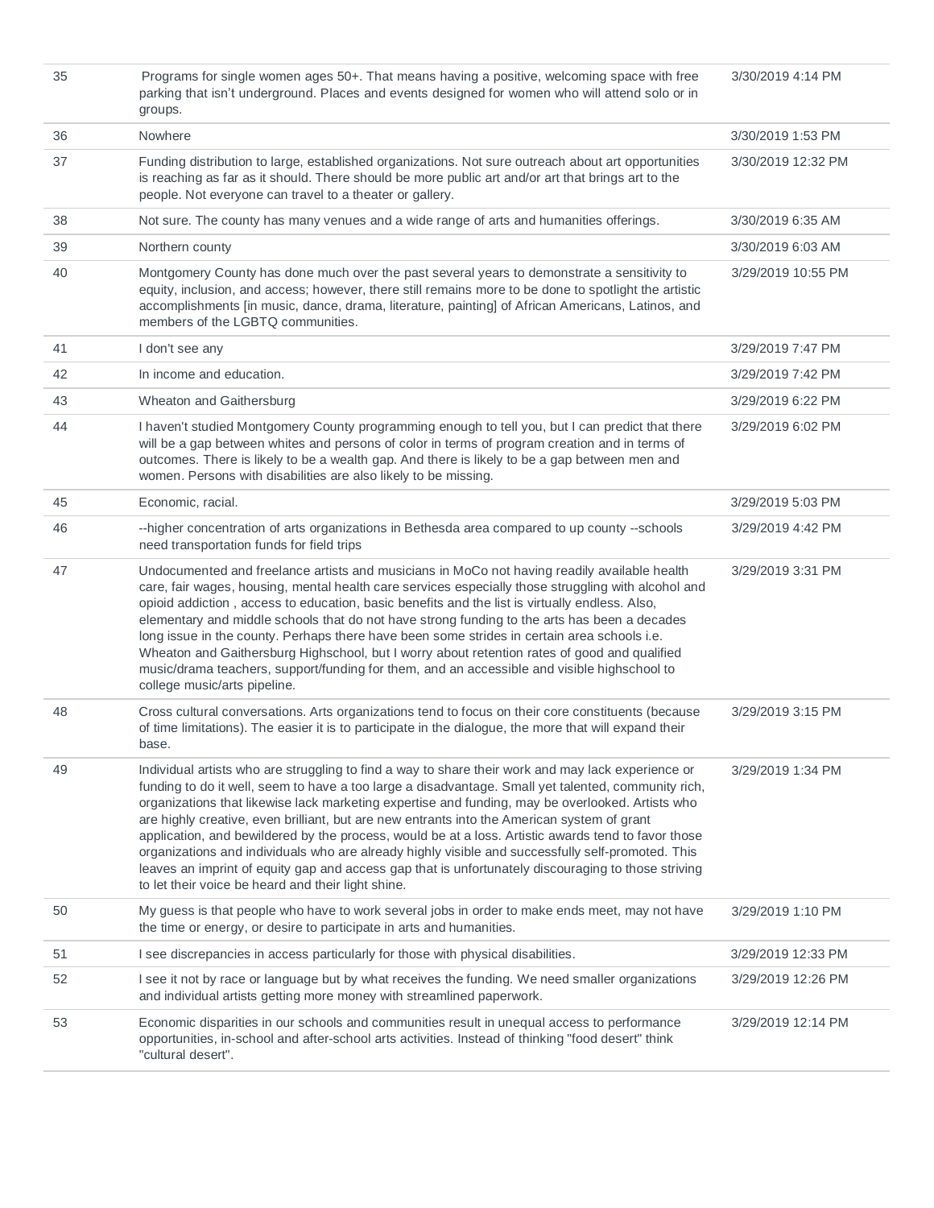| | | |
|---|---|---|
| 35 | Programs for single women ages 50+. That means having a positive, welcoming space with free parking that isn't underground. Places and events designed for women who will attend solo or in groups. | 3/30/2019 4:14 PM |
| 36 | Nowhere | 3/30/2019 1:53 PM |
| 37 | Funding distribution to large, established organizations. Not sure outreach about art opportunities is reaching as far as it should. There should be more public art and/or art that brings art to the people. Not everyone can travel to a theater or gallery. | 3/30/2019 12:32 PM |
| 38 | Not sure. The county has many venues and a wide range of arts and humanities offerings. | 3/30/2019 6:35 AM |
| 39 | Northern county | 3/30/2019 6:03 AM |
| 40 | Montgomery County has done much over the past several years to demonstrate a sensitivity to equity, inclusion, and access; however, there still remains more to be done to spotlight the artistic accomplishments [in music, dance, drama, literature, painting] of African Americans, Latinos, and members of the LGBTQ communities. | 3/29/2019 10:55 PM |
| 41 | I don't see any | 3/29/2019 7:47 PM |
| 42 | In income and education. | 3/29/2019 7:42 PM |
| 43 | Wheaton and Gaithersburg | 3/29/2019 6:22 PM |
| 44 | I haven't studied Montgomery County programming enough to tell you, but I can predict that there will be a gap between whites and persons of color in terms of program creation and in terms of outcomes. There is likely to be a wealth gap. And there is likely to be a gap between men and women. Persons with disabilities are also likely to be missing. | 3/29/2019 6:02 PM |
| 45 | Economic, racial. | 3/29/2019 5:03 PM |
| 46 | --higher concentration of arts organizations in Bethesda area compared to up county --schools need transportation funds for field trips | 3/29/2019 4:42 PM |
| 47 | Undocumented and freelance artists and musicians in MoCo not having readily available health care, fair wages, housing, mental health care services especially those struggling with alcohol and opioid addiction , access to education, basic benefits and the list is virtually endless. Also, elementary and middle schools that do not have strong funding to the arts has been a decades long issue in the county. Perhaps there have been some strides in certain area schools i.e. Wheaton and Gaithersburg Highschool, but I worry about retention rates of good and qualified music/drama teachers, support/funding for them, and an accessible and visible highschool to college music/arts pipeline. | 3/29/2019 3:31 PM |
| 48 | Cross cultural conversations. Arts organizations tend to focus on their core constituents (because of time limitations). The easier it is to participate in the dialogue, the more that will expand their base. | 3/29/2019 3:15 PM |
| 49 | Individual artists who are struggling to find a way to share their work and may lack experience or funding to do it well, seem to have a too large a disadvantage. Small yet talented, community rich, organizations that likewise lack marketing expertise and funding, may be overlooked. Artists who are highly creative, even brilliant, but are new entrants into the American system of grant application, and bewildered by the process, would be at a loss. Artistic awards tend to favor those organizations and individuals who are already highly visible and successfully self-promoted. This leaves an imprint of equity gap and access gap that is unfortunately discouraging to those striving to let their voice be heard and their light shine. | 3/29/2019 1:34 PM |
| 50 | My guess is that people who have to work several jobs in order to make ends meet, may not have the time or energy, or desire to participate in arts and humanities. | 3/29/2019 1:10 PM |
| 51 | I see discrepancies in access particularly for those with physical disabilities. | 3/29/2019 12:33 PM |
| 52 | I see it not by race or language but by what receives the funding. We need smaller organizations and individual artists getting more money with streamlined paperwork. | 3/29/2019 12:26 PM |
| 53 | Economic disparities in our schools and communities result in unequal access to performance opportunities, in-school and after-school arts activities. Instead of thinking "food desert" think "cultural desert". | 3/29/2019 12:14 PM |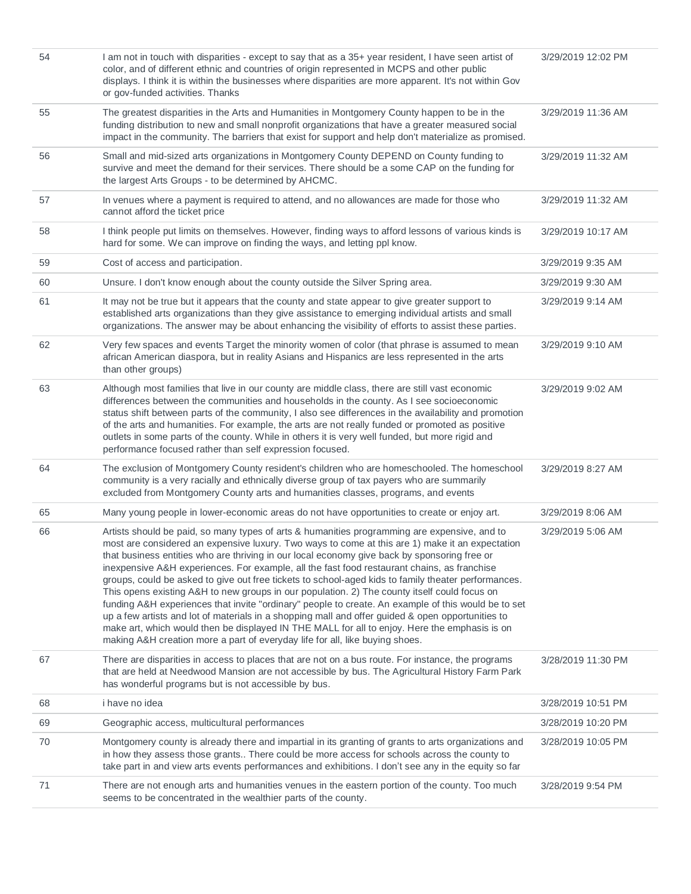| | | |
|---|---|---|
| 54 | I am not in touch with disparities - except to say that as a 35+ year resident, I have seen artist of color, and of different ethnic and countries of origin represented in MCPS and other public displays. I think it is within the businesses where disparities are more apparent. It's not within Gov or gov-funded activities. Thanks | 3/29/2019 12:02 PM |
| 55 | The greatest disparities in the Arts and Humanities in Montgomery County happen to be in the funding distribution to new and small nonprofit organizations that have a greater measured social impact in the community. The barriers that exist for support and help don't materialize as promised. | 3/29/2019 11:36 AM |
| 56 | Small and mid-sized arts organizations in Montgomery County DEPEND on County funding to survive and meet the demand for their services. There should be a some CAP on the funding for the largest Arts Groups - to be determined by AHCMC. | 3/29/2019 11:32 AM |
| 57 | In venues where a payment is required to attend, and no allowances are made for those who cannot afford the ticket price | 3/29/2019 11:32 AM |
| 58 | I think people put limits on themselves. However, finding ways to afford lessons of various kinds is hard for some. We can improve on finding the ways, and letting ppl know. | 3/29/2019 10:17 AM |
| 59 | Cost of access and participation. | 3/29/2019 9:35 AM |
| 60 | Unsure. I don't know enough about the county outside the Silver Spring area. | 3/29/2019 9:30 AM |
| 61 | It may not be true but it appears that the county and state appear to give greater support to established arts organizations than they give assistance to emerging individual artists and small organizations. The answer may be about enhancing the visibility of efforts to assist these parties. | 3/29/2019 9:14 AM |
| 62 | Very few spaces and events Target the minority women of color (that phrase is assumed to mean african American diaspora, but in reality Asians and Hispanics are less represented in the arts than other groups) | 3/29/2019 9:10 AM |
| 63 | Although most families that live in our county are middle class, there are still vast economic differences between the communities and households in the county. As I see socioeconomic status shift between parts of the community, I also see differences in the availability and promotion of the arts and humanities. For example, the arts are not really funded or promoted as positive outlets in some parts of the county. While in others it is very well funded, but more rigid and performance focused rather than self expression focused. | 3/29/2019 9:02 AM |
| 64 | The exclusion of Montgomery County resident's children who are homeschooled. The homeschool community is a very racially and ethnically diverse group of tax payers who are summarily excluded from Montgomery County arts and humanities classes, programs, and events | 3/29/2019 8:27 AM |
| 65 | Many young people in lower-economic areas do not have opportunities to create or enjoy art. | 3/29/2019 8:06 AM |
| 66 | Artists should be paid, so many types of arts & humanities programming are expensive, and to most are considered an expensive luxury. Two ways to come at this are 1) make it an expectation that business entities who are thriving in our local economy give back by sponsoring free or inexpensive A&H experiences. For example, all the fast food restaurant chains, as franchise groups, could be asked to give out free tickets to school-aged kids to family theater performances. This opens existing A&H to new groups in our population. 2) The county itself could focus on funding A&H experiences that invite "ordinary" people to create. An example of this would be to set up a few artists and lot of materials in a shopping mall and offer guided & open opportunities to make art, which would then be displayed IN THE MALL for all to enjoy. Here the emphasis is on making A&H creation more a part of everyday life for all, like buying shoes. | 3/29/2019 5:06 AM |
| 67 | There are disparities in access to places that are not on a bus route. For instance, the programs that are held at Needwood Mansion are not accessible by bus. The Agricultural History Farm Park has wonderful programs but is not accessible by bus. | 3/28/2019 11:30 PM |
| 68 | i have no idea | 3/28/2019 10:51 PM |
| 69 | Geographic access, multicultural performances | 3/28/2019 10:20 PM |
| 70 | Montgomery county is already there and impartial in its granting of grants to arts organizations and in how they assess those grants.. There could be more access for schools across the county to take part in and view arts events performances and exhibitions. I don't see any in the equity so far | 3/28/2019 10:05 PM |
| 71 | There are not enough arts and humanities venues in the eastern portion of the county. Too much seems to be concentrated in the wealthier parts of the county. | 3/28/2019 9:54 PM |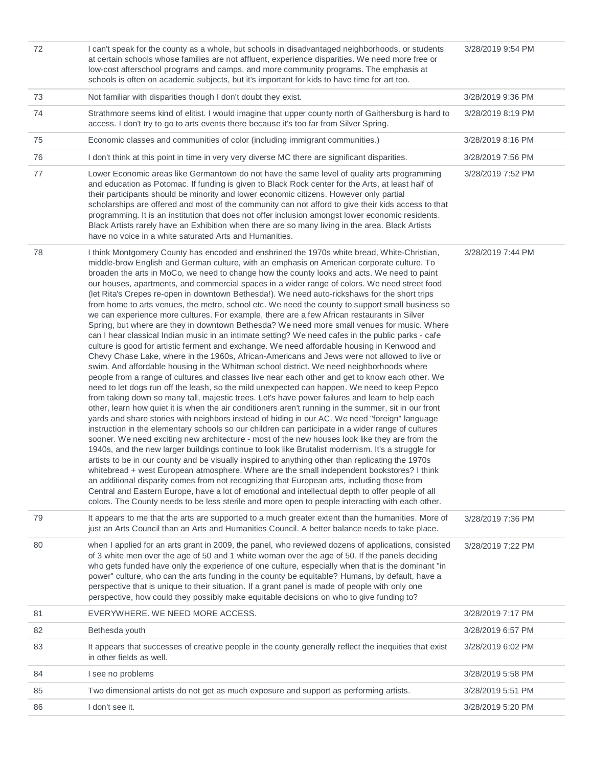| | | |
|---|---|---|
| 72 | I can't speak for the county as a whole, but schools in disadvantaged neighborhoods, or students at certain schools whose families are not affluent, experience disparities. We need more free or low-cost afterschool programs and camps, and more community programs. The emphasis at schools is often on academic subjects, but it's important for kids to have time for art too. | 3/28/2019 9:54 PM |
| 73 | Not familiar with disparities though I don't doubt they exist. | 3/28/2019 9:36 PM |
| 74 | Strathmore seems kind of elitist. I would imagine that upper county north of Gaithersburg is hard to access. I don't try to go to arts events there because it's too far from Silver Spring. | 3/28/2019 8:19 PM |
| 75 | Economic classes and communities of color (including immigrant communities.) | 3/28/2019 8:16 PM |
| 76 | I don't think at this point in time in very very diverse MC there are significant disparities. | 3/28/2019 7:56 PM |
| 77 | Lower Economic areas like Germantown do not have the same level of quality arts programming and education as Potomac. If funding is given to Black Rock center for the Arts, at least half of their participants should be minority and lower economic citizens. However only partial scholarships are offered and most of the community can not afford to give their kids access to that programming. It is an institution that does not offer inclusion amongst lower economic residents. Black Artists rarely have an Exhibition when there are so many living in the area. Black Artists have no voice in a white saturated Arts and Humanities. | 3/28/2019 7:52 PM |
| 78 | I think Montgomery County has encoded and enshrined the 1970s white bread, White-Christian, middle-brow English and German culture, with an emphasis on American corporate culture. To broaden the arts in MoCo, we need to change how the county looks and acts. We need to paint our houses, apartments, and commercial spaces in a wider range of colors. We need street food (let Rita's Crepes re-open in downtown Bethesda!). We need auto-rickshaws for the short trips from home to arts venues, the metro, school etc. We need the county to support small business so we can experience more cultures. For example, there are a few African restaurants in Silver Spring, but where are they in downtown Bethesda? We need more small venues for music. Where can I hear classical Indian music in an intimate setting? We need cafes in the public parks - cafe culture is good for artistic ferment and exchange. We need affordable housing in Kenwood and Chevy Chase Lake, where in the 1960s, African-Americans and Jews were not allowed to live or swim. And affordable housing in the Whitman school district. We need neighborhoods where people from a range of cultures and classes live near each other and get to know each other. We need to let dogs run off the leash, so the mild unexpected can happen. We need to keep Pepco from taking down so many tall, majestic trees. Let's have power failures and learn to help each other, learn how quiet it is when the air conditioners aren't running in the summer, sit in our front yards and share stories with neighbors instead of hiding in our AC. We need "foreign" language instruction in the elementary schools so our children can participate in a wider range of cultures sooner. We need exciting new architecture - most of the new houses look like they are from the 1940s, and the new larger buildings continue to look like Brutalist modernism. It's a struggle for artists to be in our county and be visually inspired to anything other than replicating the 1970s whitebread + west European atmosphere. Where are the small independent bookstores? I think an additional disparity comes from not recognizing that European arts, including those from Central and Eastern Europe, have a lot of emotional and intellectual depth to offer people of all colors. The County needs to be less sterile and more open to people interacting with each other. | 3/28/2019 7:44 PM |
| 79 | It appears to me that the arts are supported to a much greater extent than the humanities. More of just an Arts Council than an Arts and Humanities Council. A better balance needs to take place. | 3/28/2019 7:36 PM |
| 80 | when I applied for an arts grant in 2009, the panel, who reviewed dozens of applications, consisted of 3 white men over the age of 50 and 1 white woman over the age of 50. If the panels deciding who gets funded have only the experience of one culture, especially when that is the dominant "in power" culture, who can the arts funding in the county be equitable? Humans, by default, have a perspective that is unique to their situation. If a grant panel is made of people with only one perspective, how could they possibly make equitable decisions on who to give funding to? | 3/28/2019 7:22 PM |
| 81 | EVERYWHERE. WE NEED MORE ACCESS. | 3/28/2019 7:17 PM |
| 82 | Bethesda youth | 3/28/2019 6:57 PM |
| 83 | It appears that successes of creative people in the county generally reflect the inequities that exist in other fields as well. | 3/28/2019 6:02 PM |
| 84 | I see no problems | 3/28/2019 5:58 PM |
| 85 | Two dimensional artists do not get as much exposure and support as performing artists. | 3/28/2019 5:51 PM |
| 86 | I don't see it. | 3/28/2019 5:20 PM |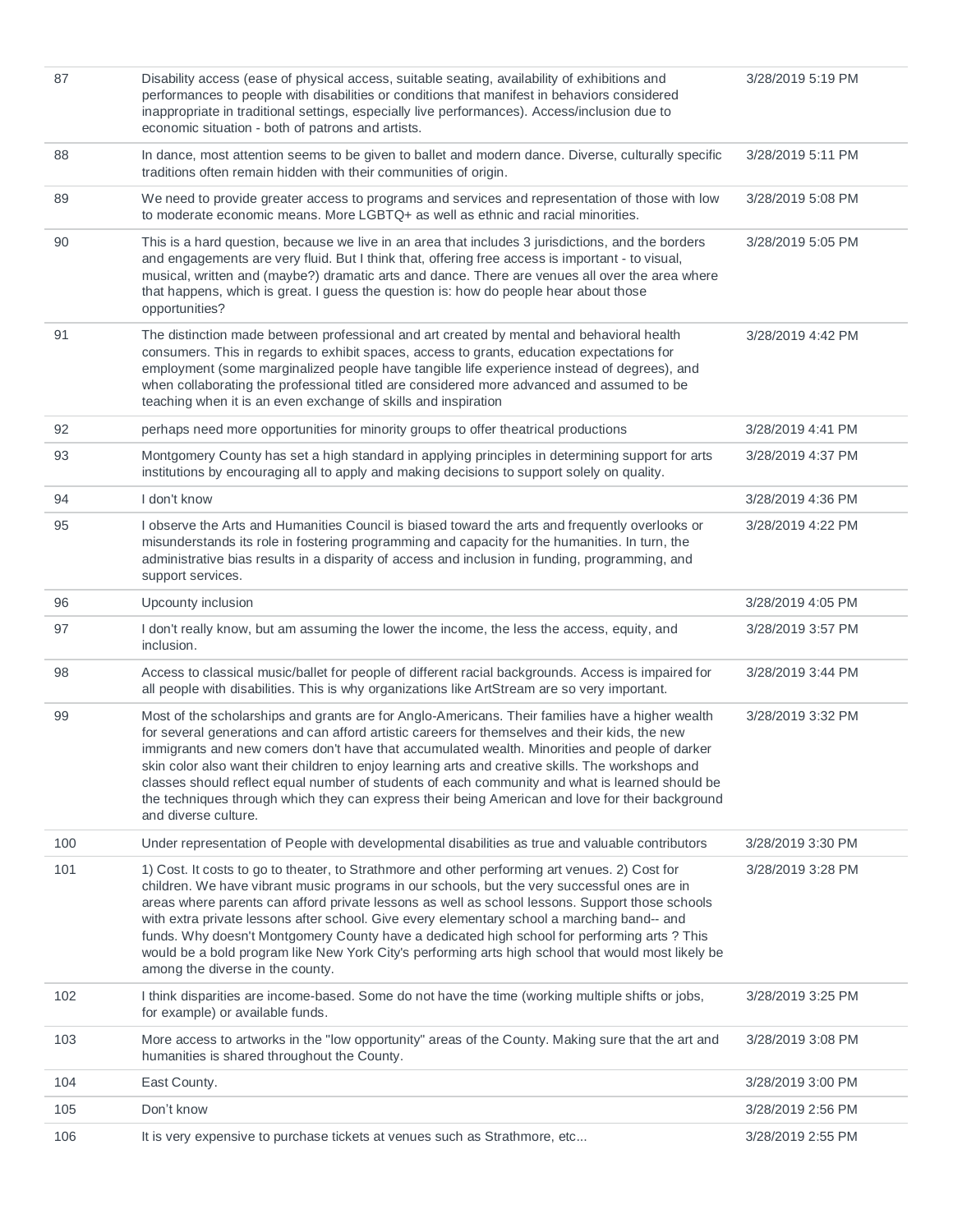| | | |
|---|---|---|
| 87 | Disability access (ease of physical access, suitable seating, availability of exhibitions and performances to people with disabilities or conditions that manifest in behaviors considered inappropriate in traditional settings, especially live performances). Access/inclusion due to economic situation - both of patrons and artists. | 3/28/2019 5:19 PM |
| 88 | In dance, most attention seems to be given to ballet and modern dance. Diverse, culturally specific traditions often remain hidden with their communities of origin. | 3/28/2019 5:11 PM |
| 89 | We need to provide greater access to programs and services and representation of those with low to moderate economic means. More LGBTQ+ as well as ethnic and racial minorities. | 3/28/2019 5:08 PM |
| 90 | This is a hard question, because we live in an area that includes 3 jurisdictions, and the borders and engagements are very fluid. But I think that, offering free access is important - to visual, musical, written and (maybe?) dramatic arts and dance. There are venues all over the area where that happens, which is great. I guess the question is: how do people hear about those opportunities? | 3/28/2019 5:05 PM |
| 91 | The distinction made between professional and art created by mental and behavioral health consumers. This in regards to exhibit spaces, access to grants, education expectations for employment (some marginalized people have tangible life experience instead of degrees), and when collaborating the professional titled are considered more advanced and assumed to be teaching when it is an even exchange of skills and inspiration | 3/28/2019 4:42 PM |
| 92 | perhaps need more opportunities for minority groups to offer theatrical productions | 3/28/2019 4:41 PM |
| 93 | Montgomery County has set a high standard in applying principles in determining support for arts institutions by encouraging all to apply and making decisions to support solely on quality. | 3/28/2019 4:37 PM |
| 94 | I don't know | 3/28/2019 4:36 PM |
| 95 | I observe the Arts and Humanities Council is biased toward the arts and frequently overlooks or misunderstands its role in fostering programming and capacity for the humanities. In turn, the administrative bias results in a disparity of access and inclusion in funding, programming, and support services. | 3/28/2019 4:22 PM |
| 96 | Upcounty inclusion | 3/28/2019 4:05 PM |
| 97 | I don't really know, but am assuming the lower the income, the less the access, equity, and inclusion. | 3/28/2019 3:57 PM |
| 98 | Access to classical music/ballet for people of different racial backgrounds. Access is impaired for all people with disabilities. This is why organizations like ArtStream are so very important. | 3/28/2019 3:44 PM |
| 99 | Most of the scholarships and grants are for Anglo-Americans. Their families have a higher wealth for several generations and can afford artistic careers for themselves and their kids, the new immigrants and new comers don't have that accumulated wealth. Minorities and people of darker skin color also want their children to enjoy learning arts and creative skills. The workshops and classes should reflect equal number of students of each community and what is learned should be the techniques through which they can express their being American and love for their background and diverse culture. | 3/28/2019 3:32 PM |
| 100 | Under representation of People with developmental disabilities as true and valuable contributors | 3/28/2019 3:30 PM |
| 101 | 1) Cost. It costs to go to theater, to Strathmore and other performing art venues. 2) Cost for children. We have vibrant music programs in our schools, but the very successful ones are in areas where parents can afford private lessons as well as school lessons. Support those schools with extra private lessons after school. Give every elementary school a marching band-- and funds. Why doesn't Montgomery County have a dedicated high school for performing arts ? This would be a bold program like New York City's performing arts high school that would most likely be among the diverse in the county. | 3/28/2019 3:28 PM |
| 102 | I think disparities are income-based. Some do not have the time (working multiple shifts or jobs, for example) or available funds. | 3/28/2019 3:25 PM |
| 103 | More access to artworks in the "low opportunity" areas of the County. Making sure that the art and humanities is shared throughout the County. | 3/28/2019 3:08 PM |
| 104 | East County. | 3/28/2019 3:00 PM |
| 105 | Don't know | 3/28/2019 2:56 PM |
| 106 | It is very expensive to purchase tickets at venues such as Strathmore, etc... | 3/28/2019 2:55 PM |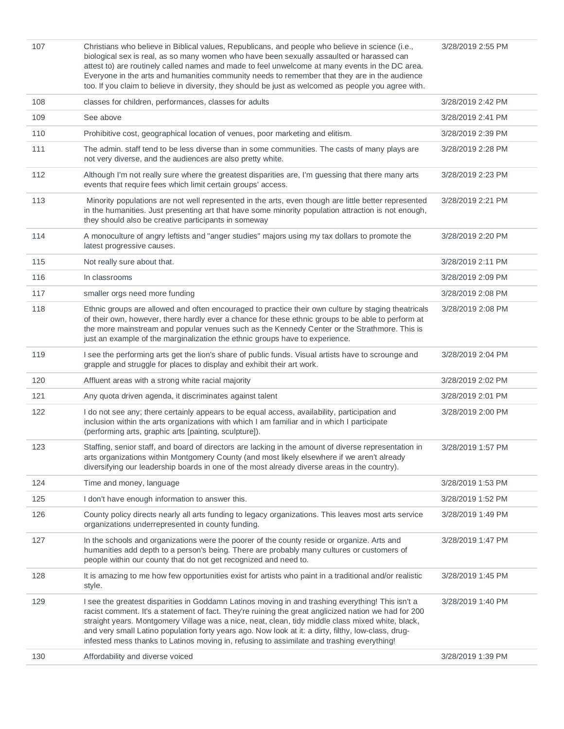| | | |
|---|---|---|
| 107 | Christians who believe in Biblical values, Republicans, and people who believe in science (i.e., biological sex is real, as so many women who have been sexually assaulted or harassed can attest to) are routinely called names and made to feel unwelcome at many events in the DC area. Everyone in the arts and humanities community needs to remember that they are in the audience too. If you claim to believe in diversity, they should be just as welcomed as people you agree with. | 3/28/2019 2:55 PM |
| 108 | classes for children, performances, classes for adults | 3/28/2019 2:42 PM |
| 109 | See above | 3/28/2019 2:41 PM |
| 110 | Prohibitive cost, geographical location of venues, poor marketing and elitism. | 3/28/2019 2:39 PM |
| 111 | The admin. staff tend to be less diverse than in some communities. The casts of many plays are not very diverse, and the audiences are also pretty white. | 3/28/2019 2:28 PM |
| 112 | Although I'm not really sure where the greatest disparities are, I'm guessing that there many arts events that require fees which limit certain groups' access. | 3/28/2019 2:23 PM |
| 113 | Minority populations are not well represented in the arts, even though are little better represented in the humanities. Just presenting art that have some minority population attraction is not enough, they should also be creative participants in someway | 3/28/2019 2:21 PM |
| 114 | A monoculture of angry leftists and "anger studies" majors using my tax dollars to promote the latest progressive causes. | 3/28/2019 2:20 PM |
| 115 | Not really sure about that. | 3/28/2019 2:11 PM |
| 116 | In classrooms | 3/28/2019 2:09 PM |
| 117 | smaller orgs need more funding | 3/28/2019 2:08 PM |
| 118 | Ethnic groups are allowed and often encouraged to practice their own culture by staging theatricals of their own, however, there hardly ever a chance for these ethnic groups to be able to perform at the more mainstream and popular venues such as the Kennedy Center or the Strathmore. This is just an example of the marginalization the ethnic groups have to experience. | 3/28/2019 2:08 PM |
| 119 | I see the performing arts get the lion's share of public funds. Visual artists have to scrounge and grapple and struggle for places to display and exhibit their art work. | 3/28/2019 2:04 PM |
| 120 | Affluent areas with a strong white racial majority | 3/28/2019 2:02 PM |
| 121 | Any quota driven agenda, it discriminates against talent | 3/28/2019 2:01 PM |
| 122 | I do not see any; there certainly appears to be equal access, availability, participation and inclusion within the arts organizations with which I am familiar and in which I participate (performing arts, graphic arts [painting, sculpture]). | 3/28/2019 2:00 PM |
| 123 | Staffing, senior staff, and board of directors are lacking in the amount of diverse representation in arts organizations within Montgomery County (and most likely elsewhere if we aren't already diversifying our leadership boards in one of the most already diverse areas in the country). | 3/28/2019 1:57 PM |
| 124 | Time and money, language | 3/28/2019 1:53 PM |
| 125 | I don't have enough information to answer this. | 3/28/2019 1:52 PM |
| 126 | County policy directs nearly all arts funding to legacy organizations. This leaves most arts service organizations underrepresented in county funding. | 3/28/2019 1:49 PM |
| 127 | In the schools and organizations were the poorer of the county reside or organize. Arts and humanities add depth to a person's being. There are probably many cultures or customers of people within our county that do not get recognized and need to. | 3/28/2019 1:47 PM |
| 128 | It is amazing to me how few opportunities exist for artists who paint in a traditional and/or realistic style. | 3/28/2019 1:45 PM |
| 129 | I see the greatest disparities in Goddamn Latinos moving in and trashing everything! This isn't a racist comment. It's a statement of fact. They're ruining the great anglicized nation we had for 200 straight years. Montgomery Village was a nice, neat, clean, tidy middle class mixed white, black, and very small Latino population forty years ago. Now look at it: a dirty, filthy, low-class, drug-infested mess thanks to Latinos moving in, refusing to assimilate and trashing everything! | 3/28/2019 1:40 PM |
| 130 | Affordability and diverse voiced | 3/28/2019 1:39 PM |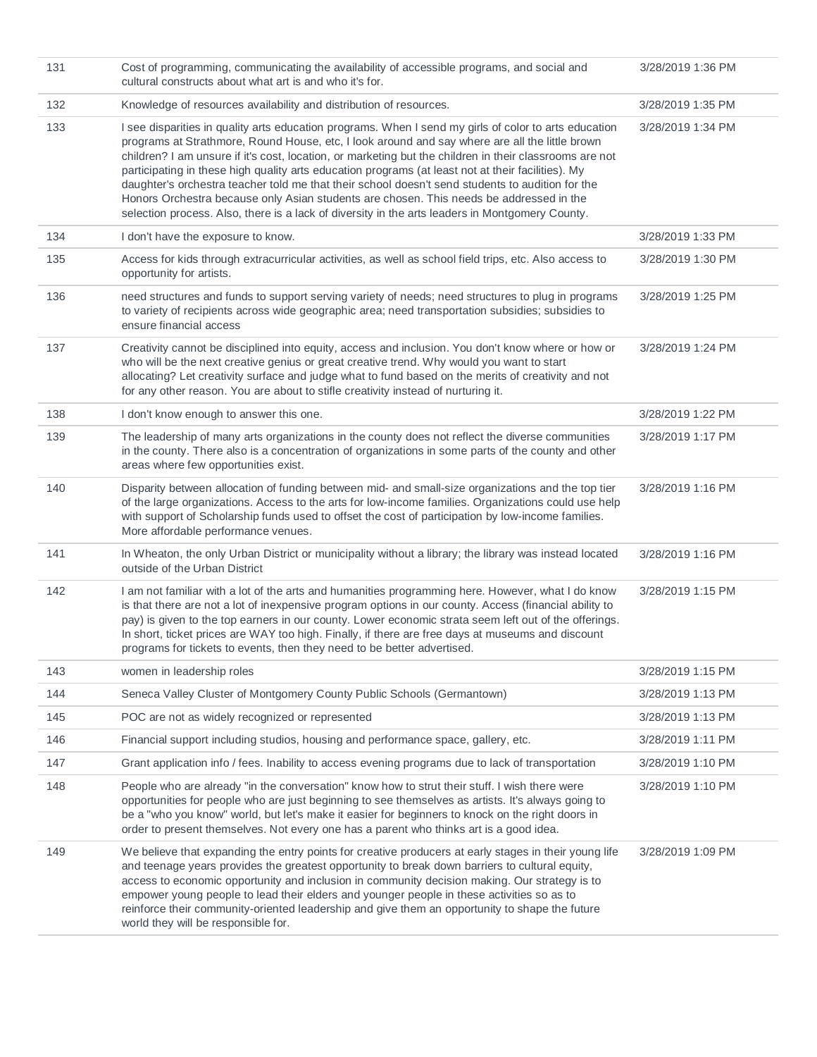| | | |
|---|---|---|
| 131 | Cost of programming, communicating the availability of accessible programs, and social and cultural constructs about what art is and who it's for. | 3/28/2019 1:36 PM |
| 132 | Knowledge of resources availability and distribution of resources. | 3/28/2019 1:35 PM |
| 133 | I see disparities in quality arts education programs. When I send my girls of color to arts education programs at Strathmore, Round House, etc, I look around and say where are all the little brown children? I am unsure if it's cost, location, or marketing but the children in their classrooms are not participating in these high quality arts education programs (at least not at their facilities). My daughter's orchestra teacher told me that their school doesn't send students to audition for the Honors Orchestra because only Asian students are chosen. This needs be addressed in the selection process. Also, there is a lack of diversity in the arts leaders in Montgomery County. | 3/28/2019 1:34 PM |
| 134 | I don't have the exposure to know. | 3/28/2019 1:33 PM |
| 135 | Access for kids through extracurricular activities, as well as school field trips, etc. Also access to opportunity for artists. | 3/28/2019 1:30 PM |
| 136 | need structures and funds to support serving variety of needs; need structures to plug in programs to variety of recipients across wide geographic area; need transportation subsidies; subsidies to ensure financial access | 3/28/2019 1:25 PM |
| 137 | Creativity cannot be disciplined into equity, access and inclusion. You don't know where or how or who will be the next creative genius or great creative trend. Why would you want to start allocating? Let creativity surface and judge what to fund based on the merits of creativity and not for any other reason. You are about to stifle creativity instead of nurturing it. | 3/28/2019 1:24 PM |
| 138 | I don't know enough to answer this one. | 3/28/2019 1:22 PM |
| 139 | The leadership of many arts organizations in the county does not reflect the diverse communities in the county. There also is a concentration of organizations in some parts of the county and other areas where few opportunities exist. | 3/28/2019 1:17 PM |
| 140 | Disparity between allocation of funding between mid- and small-size organizations and the top tier of the large organizations. Access to the arts for low-income families. Organizations could use help with support of Scholarship funds used to offset the cost of participation by low-income families. More affordable performance venues. | 3/28/2019 1:16 PM |
| 141 | In Wheaton, the only Urban District or municipality without a library; the library was instead located outside of the Urban District | 3/28/2019 1:16 PM |
| 142 | I am not familiar with a lot of the arts and humanities programming here. However, what I do know is that there are not a lot of inexpensive program options in our county. Access (financial ability to pay) is given to the top earners in our county. Lower economic strata seem left out of the offerings. In short, ticket prices are WAY too high. Finally, if there are free days at museums and discount programs for tickets to events, then they need to be better advertised. | 3/28/2019 1:15 PM |
| 143 | women in leadership roles | 3/28/2019 1:15 PM |
| 144 | Seneca Valley Cluster of Montgomery County Public Schools (Germantown) | 3/28/2019 1:13 PM |
| 145 | POC are not as widely recognized or represented | 3/28/2019 1:13 PM |
| 146 | Financial support including studios, housing and performance space, gallery, etc. | 3/28/2019 1:11 PM |
| 147 | Grant application info / fees. Inability to access evening programs due to lack of transportation | 3/28/2019 1:10 PM |
| 148 | People who are already "in the conversation" know how to strut their stuff. I wish there were opportunities for people who are just beginning to see themselves as artists. It's always going to be a "who you know" world, but let's make it easier for beginners to knock on the right doors in order to present themselves. Not every one has a parent who thinks art is a good idea. | 3/28/2019 1:10 PM |
| 149 | We believe that expanding the entry points for creative producers at early stages in their young life and teenage years provides the greatest opportunity to break down barriers to cultural equity, access to economic opportunity and inclusion in community decision making. Our strategy is to empower young people to lead their elders and younger people in these activities so as to reinforce their community-oriented leadership and give them an opportunity to shape the future world they will be responsible for. | 3/28/2019 1:09 PM |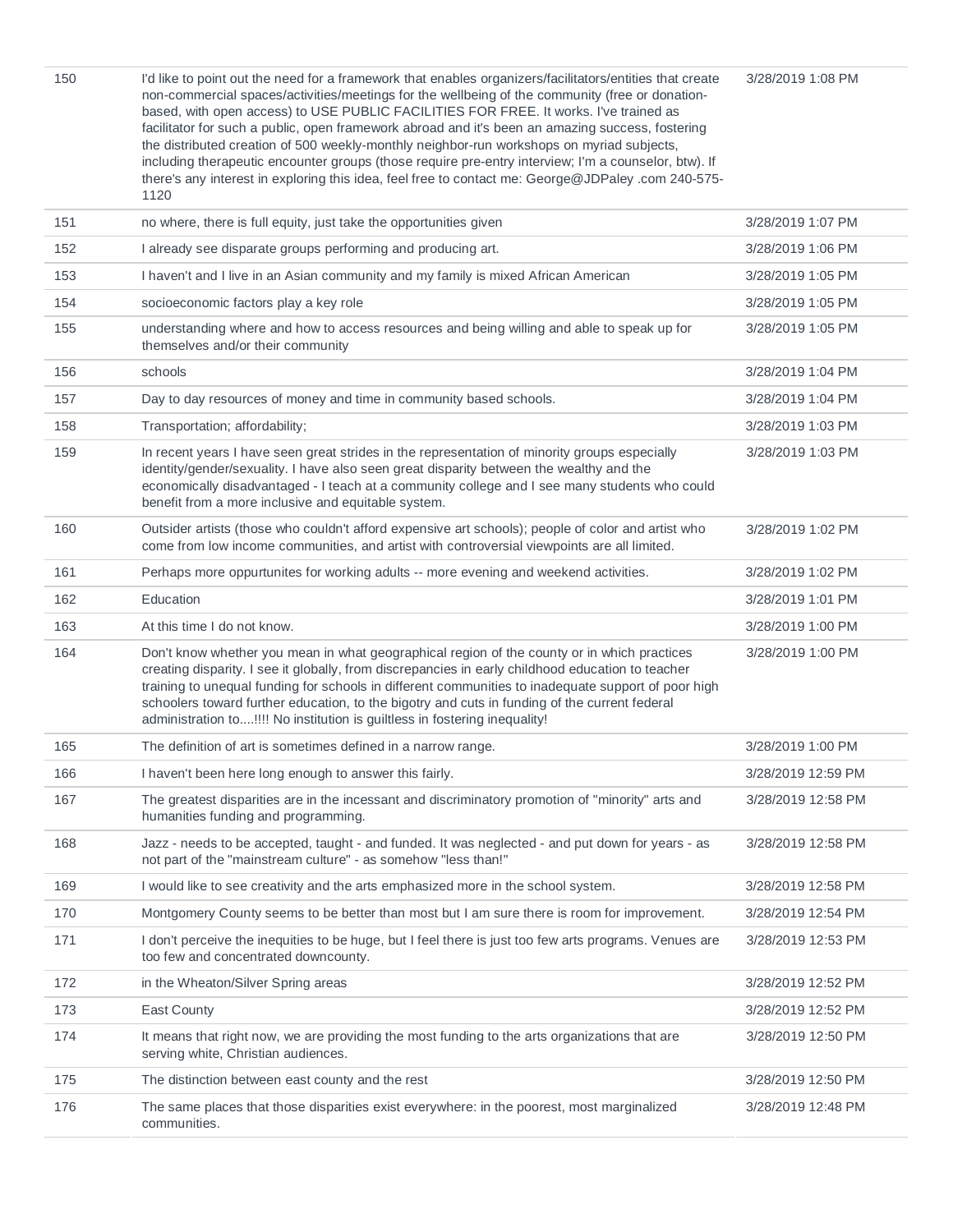| | | |
|---|---|---|
| 150 | I'd like to point out the need for a framework that enables organizers/facilitators/entities that create non-commercial spaces/activities/meetings for the wellbeing of the community (free or donation-based, with open access) to USE PUBLIC FACILITIES FOR FREE. It works. I've trained as facilitator for such a public, open framework abroad and it's been an amazing success, fostering the distributed creation of 500 weekly-monthly neighbor-run workshops on myriad subjects, including therapeutic encounter groups (those require pre-entry interview; I'm a counselor, btw). If there's any interest in exploring this idea, feel free to contact me: George@JDPaley .com 240-575-1120 | 3/28/2019 1:08 PM |
| 151 | no where, there is full equity, just take the opportunities given | 3/28/2019 1:07 PM |
| 152 | I already see disparate groups performing and producing art. | 3/28/2019 1:06 PM |
| 153 | I haven't and I live in an Asian community and my family is mixed African American | 3/28/2019 1:05 PM |
| 154 | socioeconomic factors play a key role | 3/28/2019 1:05 PM |
| 155 | understanding where and how to access resources and being willing and able to speak up for themselves and/or their community | 3/28/2019 1:05 PM |
| 156 | schools | 3/28/2019 1:04 PM |
| 157 | Day to day resources of money and time in community based schools. | 3/28/2019 1:04 PM |
| 158 | Transportation; affordability; | 3/28/2019 1:03 PM |
| 159 | In recent years I have seen great strides in the representation of minority groups especially identity/gender/sexuality. I have also seen great disparity between the wealthy and the economically disadvantaged - I teach at a community college and I see many students who could benefit from a more inclusive and equitable system. | 3/28/2019 1:03 PM |
| 160 | Outsider artists (those who couldn't afford expensive art schools); people of color and artist who come from low income communities, and artist with controversial viewpoints are all limited. | 3/28/2019 1:02 PM |
| 161 | Perhaps more oppurtunites for working adults -- more evening and weekend activities. | 3/28/2019 1:02 PM |
| 162 | Education | 3/28/2019 1:01 PM |
| 163 | At this time I do not know. | 3/28/2019 1:00 PM |
| 164 | Don't know whether you mean in what geographical region of the county or in which practices creating disparity. I see it globally, from discrepancies in early childhood education to teacher training to unequal funding for schools in different communities to inadequate support of poor high schoolers toward further education, to the bigotry and cuts in funding of the current federal administration to....!!!! No institution is guiltless in fostering inequality! | 3/28/2019 1:00 PM |
| 165 | The definition of art is sometimes defined in a narrow range. | 3/28/2019 1:00 PM |
| 166 | I haven't been here long enough to answer this fairly. | 3/28/2019 12:59 PM |
| 167 | The greatest disparities are in the incessant and discriminatory promotion of "minority" arts and humanities funding and programming. | 3/28/2019 12:58 PM |
| 168 | Jazz - needs to be accepted, taught - and funded. It was neglected - and put down for years - as not part of the "mainstream culture" - as somehow "less than!" | 3/28/2019 12:58 PM |
| 169 | I would like to see creativity and the arts emphasized more in the school system. | 3/28/2019 12:58 PM |
| 170 | Montgomery County seems to be better than most but I am sure there is room for improvement. | 3/28/2019 12:54 PM |
| 171 | I don't perceive the inequities to be huge, but I feel there is just too few arts programs. Venues are too few and concentrated downcounty. | 3/28/2019 12:53 PM |
| 172 | in the Wheaton/Silver Spring areas | 3/28/2019 12:52 PM |
| 173 | East County | 3/28/2019 12:52 PM |
| 174 | It means that right now, we are providing the most funding to the arts organizations that are serving white, Christian audiences. | 3/28/2019 12:50 PM |
| 175 | The distinction between east county and the rest | 3/28/2019 12:50 PM |
| 176 | The same places that those disparities exist everywhere: in the poorest, most marginalized communities. | 3/28/2019 12:48 PM |